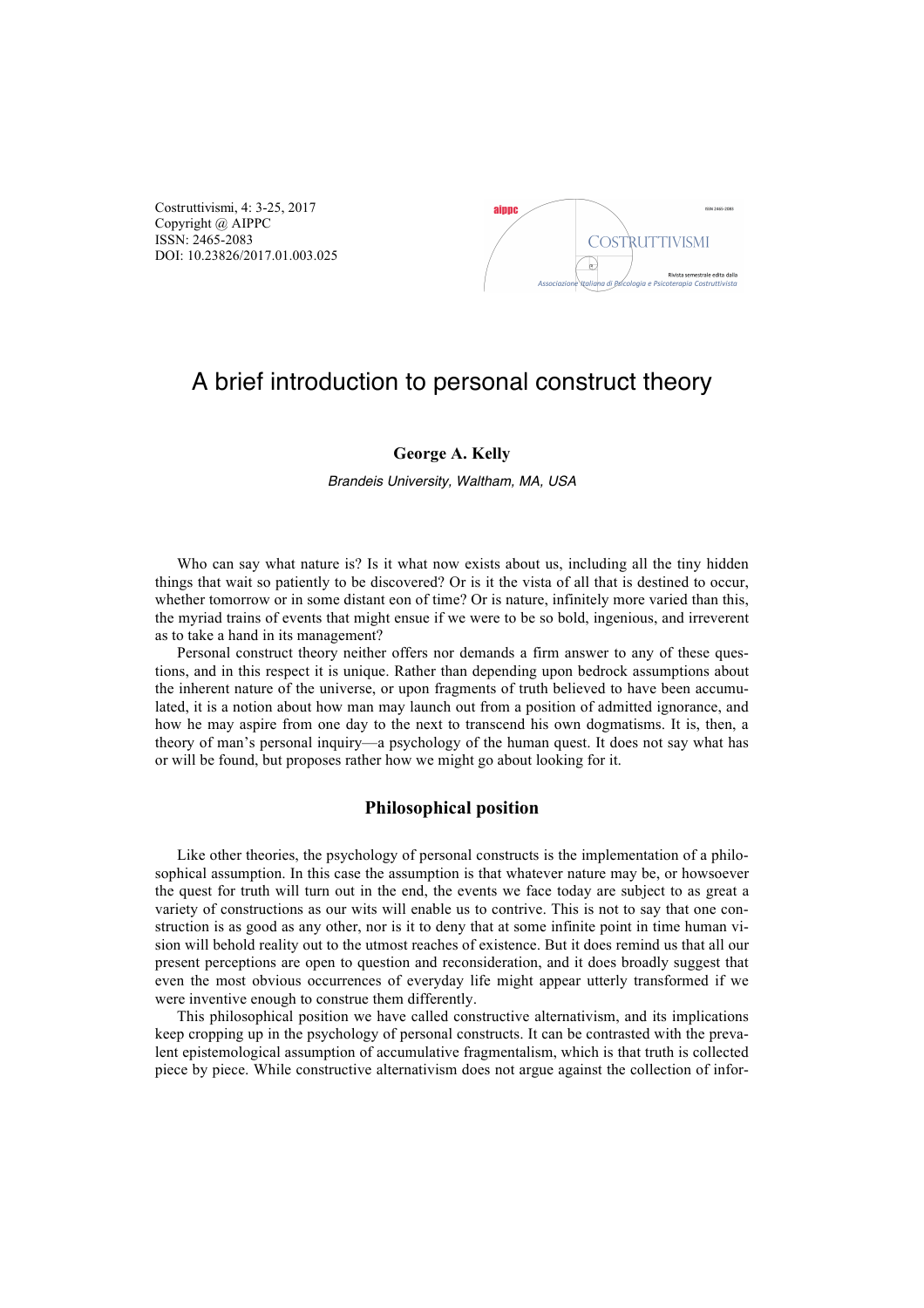# A brief introduction to personal construct theory

**George A. Kelly**

*Brandeis University, Waltham, MA, USA*

Who can say what nature is? Is it what now exists about us, including all the tiny hidden things that wait so patiently to be discovered? Or is it the vista of all that is destined to occur, whether tomorrow or in some distant eon of time? Or is nature, infinitely more varied than this, the myriad trains of events that might ensue if we were to be so bold, ingenious, and irreverent as to take a hand in its management?

Personal construct theory neither offers nor demands a firm answer to any of these questions, and in this respect it is unique. Rather than depending upon bedrock assumptions about the inherent nature of the universe, or upon fragments of truth believed to have been accumulated, it is a notion about how man may launch out from a position of admitted ignorance, and how he may aspire from one day to the next to transcend his own dogmatisms. It is, then, a theory of man's personal inquiry—a psychology of the human quest. It does not say what has or will be found, but proposes rather how we might go about looking for it.

## Philosophical position

Like other theories, the psychology of personal constructs is the implementation of a philosophical assumption. In this case the assumption is that whatever nature may be, or howsoever the quest for truth will turn out in the end, the events we face today are subject to as great a variety of constructions as our wits will enable us to contrive. This is not to say that one construction is as good as any other, nor is it to deny that at some infinite point in time human vision will behold reality out to the utmost reaches of existence. But it does remind us that all our present perceptions are open to question and reconsideration, and it does broadly suggest that even the most obvious occurrences of everyday life might appear utterly transformed if we were inventive enough to construe them differently.

This philosophical position we have called constructive alternativism, and its implications keep cropping up in the psychology of personal constructs. It can be contrasted with the prevalent epistemological assumption of accumulative fragmentalism, which is that truth is collected piece by piece. While constructive alternativism does not argue against the collection of infor-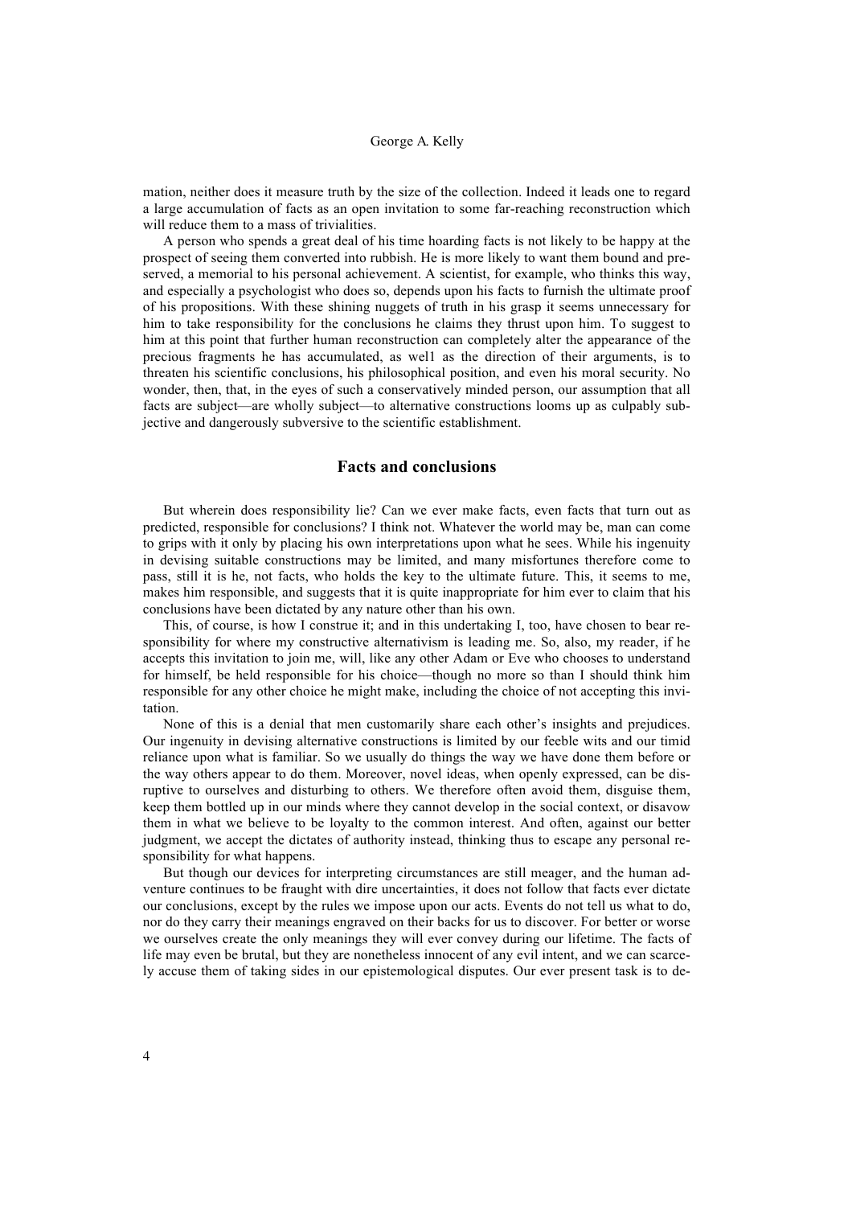mation, neither does it measure truth by the size of the collection. Indeed it leads one to regard a large accumulation of facts as an open invitation to some far-reaching reconstruction which will reduce them to a mass of trivialities.

A person who spends a great deal of his time hoarding facts is not likely to be happy at the prospect of seeing them converted into rubbish. He is more likely to want them bound and preserved, a memorial to his personal achievement. A scientist, for example, who thinks this way, and especially a psychologist who does so, depends upon his facts to furnish the ultimate proof of his propositions. With these shining nuggets of truth in his grasp it seems unnecessary for him to take responsibility for the conclusions he claims they thrust upon him. To suggest to him at this point that further human reconstruction can completely alter the appearance of the precious fragments he has accumulated, as wel1 as the direction of their arguments, is to threaten his scientific conclusions, his philosophical position, and even his moral security. No wonder, then, that, in the eyes of such a conservatively minded person, our assumption that all facts are subject—are wholly subject—to alternative constructions looms up as culpably subjective and dangerously subversive to the scientific establishment.

## Facts and conclusions

But wherein does responsibility lie? Can we ever make facts, even facts that turn out as predicted, responsible for conclusions? I think not. Whatever the world may be, man can come to grips with it only by placing his own interpretations upon what he sees. While his ingenuity in devising suitable constructions may be limited, and many misfortunes therefore come to pass, still it is he, not facts, who holds the key to the ultimate future. This, it seems to me, makes him responsible, and suggests that it is quite inappropriate for him ever to claim that his conclusions have been dictated by any nature other than his own.

This, of course, is how I construe it; and in this undertaking I, too, have chosen to bear responsibility for where my constructive alternativism is leading me. So, also, my reader, if he accepts this invitation to join me, will, like any other Adam or Eve who chooses to understand for himself, be held responsible for his choice—though no more so than I should think him responsible for any other choice he might make, including the choice of not accepting this invitation.

None of this is a denial that men customarily share each other's insights and prejudices. Our ingenuity in devising alternative constructions is limited by our feeble wits and our timid reliance upon what is familiar. So we usually do things the way we have done them before or the way others appear to do them. Moreover, novel ideas, when openly expressed, can be disruptive to ourselves and disturbing to others. We therefore often avoid them, disguise them, keep them bottled up in our minds where they cannot develop in the social context, or disavow them in what we believe to be loyalty to the common interest. And often, against our better judgment, we accept the dictates of authority instead, thinking thus to escape any personal responsibility for what happens.

But though our devices for interpreting circumstances are still meager, and the human adventure continues to be fraught with dire uncertainties, it does not follow that facts ever dictate our conclusions, except by the rules we impose upon our acts. Events do not tell us what to do, nor do they carry their meanings engraved on their backs for us to discover. For better or worse we ourselves create the only meanings they will ever convey during our lifetime. The facts of life may even be brutal, but they are nonetheless innocent of any evil intent, and we can scarcely accuse them of taking sides in our epistemological disputes. Our ever present task is to de-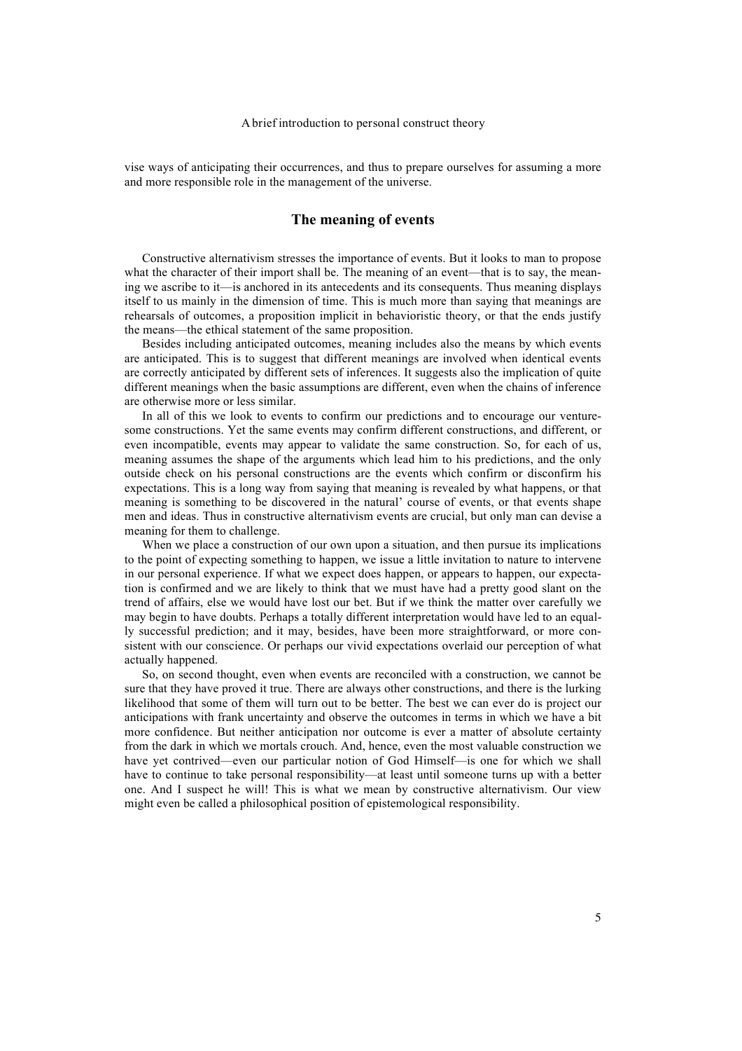vise ways of anticipating their occurrences, and thus to prepare ourselves for assuming a more and more responsible role in the management of the universe.

## The meaning of events

Constructive alternativism stresses the importance of events. But it looks to man to propose what the character of their import shall be. The meaning of an event—that is to say, the meaning we ascribe to it—is anchored in its antecedents and its consequents. Thus meaning displays itself to us mainly in the dimension of time. This is much more than saying that meanings are rehearsals of outcomes, a proposition implicit in behavioristic theory, or that the ends justify the means—the ethical statement of the same proposition.

Besides including anticipated outcomes, meaning includes also the means by which events are anticipated. This is to suggest that different meanings are involved when identical events are correctly anticipated by different sets of inferences. It suggests also the implication of quite different meanings when the basic assumptions are different, even when the chains of inference are otherwise more or less similar.

In all of this we look to events to confirm our predictions and to encourage our venturesome constructions. Yet the same events may confirm different constructions, and different, or even incompatible, events may appear to validate the same construction. So, for each of us, meaning assumes the shape of the arguments which lead him to his predictions, and the only outside check on his personal constructions are the events which confirm or disconfirm his expectations. This is a long way from saying that meaning is revealed by what happens, or that meaning is something to be discovered in the natural' course of events, or that events shape men and ideas. Thus in constructive alternativism events are crucial, but only man can devise a meaning for them to challenge.

When we place a construction of our own upon a situation, and then pursue its implications to the point of expecting something to happen, we issue a little invitation to nature to intervene in our personal experience. If what we expect does happen, or appears to happen, our expectation is confirmed and we are likely to think that we must have had a pretty good slant on the trend of affairs, else we would have lost our bet. But if we think the matter over carefully we may begin to have doubts. Perhaps a totally different interpretation would have led to an equally successful prediction; and it may, besides, have been more straightforward, or more consistent with our conscience. Or perhaps our vivid expectations overlaid our perception of what actually happened.

So, on second thought, even when events are reconciled with a construction, we cannot be sure that they have proved it true. There are always other constructions, and there is the lurking likelihood that some of them will turn out to be better. The best we can ever do is project our anticipations with frank uncertainty and observe the outcomes in terms in which we have a bit more confidence. But neither anticipation nor outcome is ever a matter of absolute certainty from the dark in which we mortals crouch. And, hence, even the most valuable construction we have yet contrived—even our particular notion of God Himself—is one for which we shall have to continue to take personal responsibility—at least until someone turns up with a better one. And I suspect he will! This is what we mean by constructive alternativism. Our view might even be called a philosophical position of epistemological responsibility.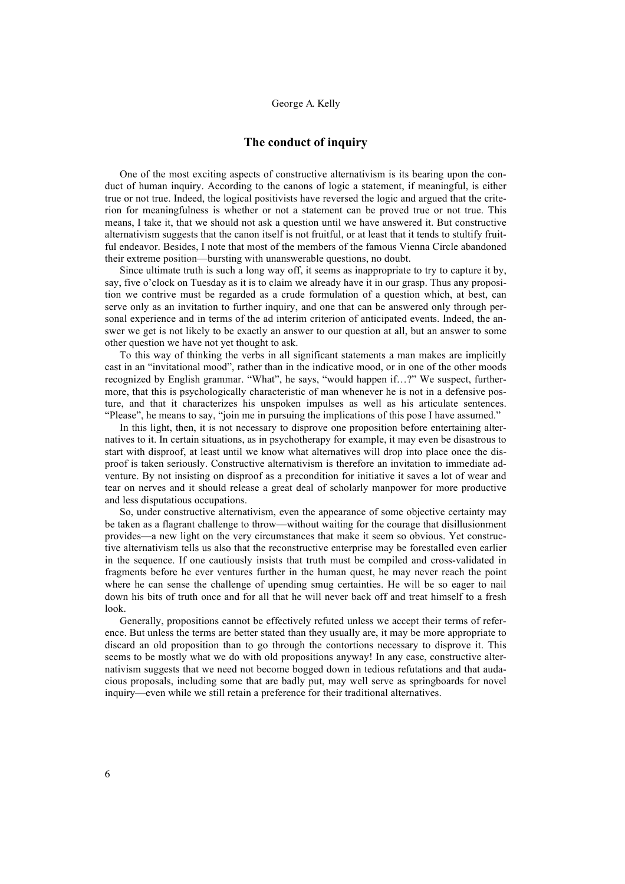## The conduct of inquiry

One of the most exciting aspects of constructive alternativism is its bearing upon the conduct of human inquiry. According to the canons of logic a statement, if meaningful, is either true or not true. Indeed, the logical positivists have reversed the logic and argued that the criterion for meaningfulness is whether or not a statement can be proved true or not true. This means, I take it, that we should not ask a question until we have answered it. But constructive alternativism suggests that the canon itself is not fruitful, or at least that it tends to stultify fruitful endeavor. Besides, I note that most of the members of the famous Vienna Circle abandoned their extreme position—bursting with unanswerable questions, no doubt.

Since ultimate truth is such a long way off, it seems as inappropriate to try to capture it by, say, five o'clock on Tuesday as it is to claim we already have it in our grasp. Thus any proposition we contrive must be regarded as a crude formulation of a question which, at best, can serve only as an invitation to further inquiry, and one that can be answered only through personal experience and in terms of the ad interim criterion of anticipated events. Indeed, the answer we get is not likely to be exactly an answer to our question at all, but an answer to some other question we have not yet thought to ask.

To this way of thinking the verbs in all significant statements a man makes are implicitly cast in an "invitational mood", rather than in the indicative mood, or in one of the other moods recognized by English grammar. "What", he says, "would happen if…?" We suspect, furthermore, that this is psychologically characteristic of man whenever he is not in a defensive posture, and that it characterizes his unspoken impulses as well as his articulate sentences. "Please", he means to say, "join me in pursuing the implications of this pose I have assumed."

In this light, then, it is not necessary to disprove one proposition before entertaining alternatives to it. In certain situations, as in psychotherapy for example, it may even be disastrous to start with disproof, at least until we know what alternatives will drop into place once the disproof is taken seriously. Constructive alternativism is therefore an invitation to immediate adventure. By not insisting on disproof as a precondition for initiative it saves a lot of wear and tear on nerves and it should release a great deal of scholarly manpower for more productive and less disputatious occupations.

So, under constructive alternativism, even the appearance of some objective certainty may be taken as a flagrant challenge to throw—without waiting for the courage that disillusionment provides—a new light on the very circumstances that make it seem so obvious. Yet constructive alternativism tells us also that the reconstructive enterprise may be forestalled even earlier in the sequence. If one cautiously insists that truth must be compiled and cross-validated in fragments before he ever ventures further in the human quest, he may never reach the point where he can sense the challenge of upending smug certainties. He will be so eager to nail down his bits of truth once and for all that he will never back off and treat himself to a fresh look.

Generally, propositions cannot be effectively refuted unless we accept their terms of reference. But unless the terms are better stated than they usually are, it may be more appropriate to discard an old proposition than to go through the contortions necessary to disprove it. This seems to be mostly what we do with old propositions anyway! In any case, constructive alternativism suggests that we need not become bogged down in tedious refutations and that audacious proposals, including some that are badly put, may well serve as springboards for novel inquiry—even while we still retain a preference for their traditional alternatives.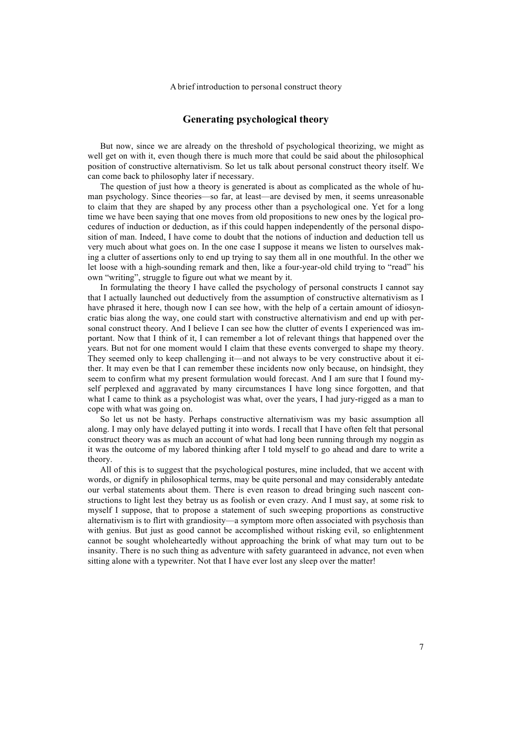## Generating psychological theory

But now, since we are already on the threshold of psychological theorizing, we might as well get on with it, even though there is much more that could be said about the philosophical position of constructive alternativism. So let us talk about personal construct theory itself. We can come back to philosophy later if necessary.

The question of just how a theory is generated is about as complicated as the whole of human psychology. Since theories—so far, at least—are devised by men, it seems unreasonable to claim that they are shaped by any process other than a psychological one. Yet for a long time we have been saying that one moves from old propositions to new ones by the logical procedures of induction or deduction, as if this could happen independently of the personal disposition of man. Indeed, I have come to doubt that the notions of induction and deduction tell us very much about what goes on. In the one case I suppose it means we listen to ourselves making a clutter of assertions only to end up trying to say them all in one mouthful. In the other we let loose with a high-sounding remark and then, like a four-year-old child trying to "read" his own "writing", struggle to figure out what we meant by it.

In formulating the theory I have called the psychology of personal constructs I cannot say that I actually launched out deductively from the assumption of constructive alternativism as I have phrased it here, though now I can see how, with the help of a certain amount of idiosyncratic bias along the way, one could start with constructive alternativism and end up with personal construct theory. And I believe I can see how the clutter of events I experienced was important. Now that I think of it, I can remember a lot of relevant things that happened over the years. But not for one moment would I claim that these events converged to shape my theory. They seemed only to keep challenging it—and not always to be very constructive about it either. It may even be that I can remember these incidents now only because, on hindsight, they seem to confirm what my present formulation would forecast. And I am sure that I found myself perplexed and aggravated by many circumstances I have long since forgotten, and that what I came to think as a psychologist was what, over the years, I had jury-rigged as a man to cope with what was going on.

So let us not be hasty. Perhaps constructive alternativism was my basic assumption all along. I may only have delayed putting it into words. I recall that I have often felt that personal construct theory was as much an account of what had long been running through my noggin as it was the outcome of my labored thinking after I told myself to go ahead and dare to write a theory.

All of this is to suggest that the psychological postures, mine included, that we accent with words, or dignify in philosophical terms, may be quite personal and may considerably antedate our verbal statements about them. There is even reason to dread bringing such nascent constructions to light lest they betray us as foolish or even crazy. And I must say, at some risk to myself I suppose, that to propose a statement of such sweeping proportions as constructive alternativism is to flirt with grandiosity—a symptom more often associated with psychosis than with genius. But just as good cannot be accomplished without risking evil, so enlightenment cannot be sought wholeheartedly without approaching the brink of what may turn out to be insanity. There is no such thing as adventure with safety guaranteed in advance, not even when sitting alone with a typewriter. Not that I have ever lost any sleep over the matter!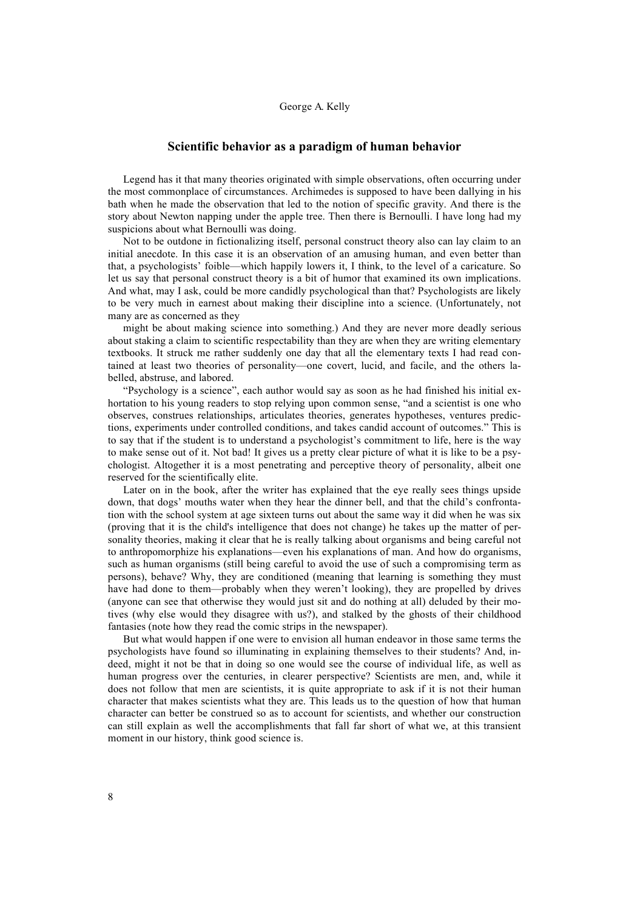George A. Kelly

## Scientific behavior as a paradigm of human behavior

Legend has it that many theories originated with simple observations, often occurring under the most commonplace of circumstances. Archimedes is supposed to have been dallying in his bath when he made the observation that led to the notion of specific gravity. And there is the story about Newton napping under the apple tree. Then there is Bernoulli. I have long had my suspicions about what Bernoulli was doing.

Not to be outdone in fictionalizing itself, personal construct theory also can lay claim to an initial anecdote. In this case it is an observation of an amusing human, and even better than that, a psychologists' foible—which happily lowers it, I think, to the level of a caricature. So let us say that personal construct theory is a bit of humor that examined its own implications. And what, may I ask, could be more candidly psychological than that? Psychologists are likely to be very much in earnest about making their discipline into a science. (Unfortunately, not many are as concerned as they might be about making science into something.) And they are never more deadly serious about staking a claim to scientific respectability than they are when they are writing elementary textbooks. It struck me rather suddenly one day that all the elementary texts I had read contained at least two theories of personality—one covert, lucid, and facile, and the others labelled, abstruse, and labored.

"Psychology is a science", each author would say as soon as he had finished his initial exhortation to his young readers to stop relying upon common sense, "and a scientist is one who observes, construes relationships, articulates theories, generates hypotheses, ventures predictions, experiments under controlled conditions, and takes candid account of outcomes." This is to say that if the student is to understand a psychologist's commitment to life, here is the way to make sense out of it. Not bad! It gives us a pretty clear picture of what it is like to be a psychologist. Altogether it is a most penetrating and perceptive theory of personality, albeit one reserved for the scientifically elite.

Later on in the book, after the writer has explained that the eye really sees things upside down, that dogs' mouths water when they hear the dinner bell, and that the child's confrontation with the school system at age sixteen turns out about the same way it did when he was six (proving that it is the child's intelligence that does not change) he takes up the matter of personality theories, making it clear that he is really talking about organisms and being careful not to anthropomorphize his explanations—even his explanations of man. And how do organisms, such as human organisms (still being careful to avoid the use of such a compromising term as persons), behave? Why, they are conditioned (meaning that learning is something they must have had done to them—probably when they weren't looking), they are propelled by drives (anyone can see that otherwise they would just sit and do nothing at all) deluded by their motives (why else would they disagree with us?), and stalked by the ghosts of their childhood fantasies (note how they read the comic strips in the newspaper).

But what would happen if one were to envision all human endeavor in those same terms the psychologists have found so illuminating in explaining themselves to their students? And, indeed, might it not be that in doing so one would see the course of individual life, as well as human progress over the centuries, in clearer perspective? Scientists are men, and, while it does not follow that men are scientists, it is quite appropriate to ask if it is not their human character that makes scientists what they are. This leads us to the question of how that human character can better be construed so as to account for scientists, and whether our construction can still explain as well the accomplishments that fall far short of what we, at this transient moment in our history, think good science is.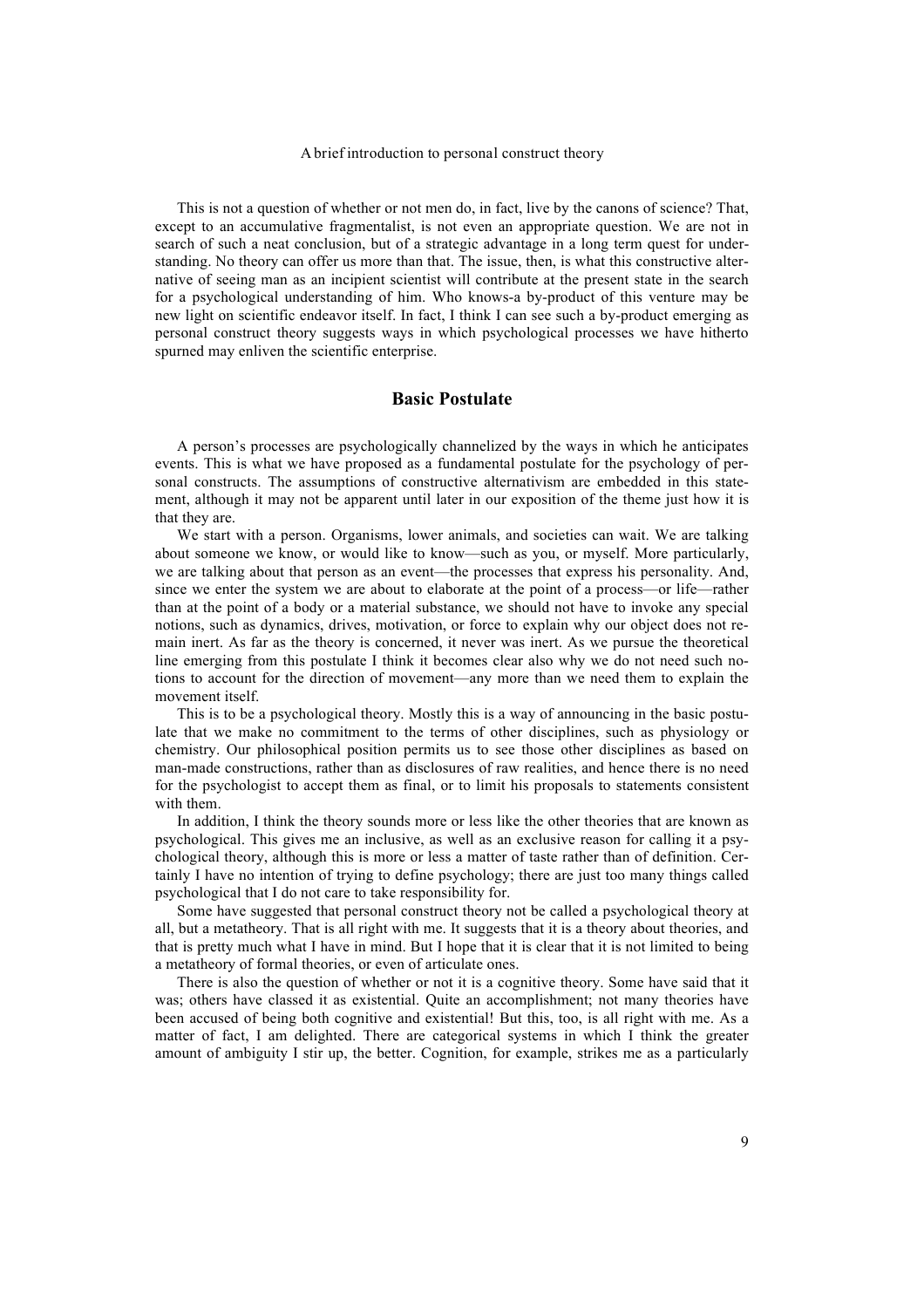This is not a question of whether or not men do, in fact, live by the canons of science? That, except to an accumulative fragmentalist, is not even an appropriate question. We are not in search of such a neat conclusion, but of a strategic advantage in a long term quest for understanding. No theory can offer us more than that. The issue, then, is what this constructive alternative of seeing man as an incipient scientist will contribute at the present state in the search for a psychological understanding of him. Who knows-a by-product of this venture may be new light on scientific endeavor itself. In fact, I think I can see such a by-product emerging as personal construct theory suggests ways in which psychological processes we have hitherto spurned may enliven the scientific enterprise.

## Basic Postulate

A person's processes are psychologically channelized by the ways in which he anticipates events. This is what we have proposed as a fundamental postulate for the psychology of personal constructs. The assumptions of constructive alternativism are embedded in this statement, although it may not be apparent until later in our exposition of the theme just how it is that they are.

We start with a person. Organisms, lower animals, and societies can wait. We are talking about someone we know, or would like to know—such as you, or myself. More particularly, we are talking about that person as an event—the processes that express his personality. And, since we enter the system we are about to elaborate at the point of a process—or life—rather than at the point of a body or a material substance, we should not have to invoke any special notions, such as dynamics, drives, motivation, or force to explain why our object does not remain inert. As far as the theory is concerned, it never was inert. As we pursue the theoretical line emerging from this postulate I think it becomes clear also why we do not need such notions to account for the direction of movement—any more than we need them to explain the movement itself.

This is to be a psychological theory. Mostly this is a way of announcing in the basic postulate that we make no commitment to the terms of other disciplines, such as physiology or chemistry. Our philosophical position permits us to see those other disciplines as based on man-made constructions, rather than as disclosures of raw realities, and hence there is no need for the psychologist to accept them as final, or to limit his proposals to statements consistent with them.

In addition, I think the theory sounds more or less like the other theories that are known as psychological. This gives me an inclusive, as well as an exclusive reason for calling it a psychological theory, although this is more or less a matter of taste rather than of definition. Certainly I have no intention of trying to define psychology; there are just too many things called psychological that I do not care to take responsibility for.

Some have suggested that personal construct theory not be called a psychological theory at all, but a metatheory. That is all right with me. It suggests that it is a theory about theories, and that is pretty much what I have in mind. But I hope that it is clear that it is not limited to being a metatheory of formal theories, or even of articulate ones.

There is also the question of whether or not it is a cognitive theory. Some have said that it was; others have classed it as existential. Quite an accomplishment; not many theories have been accused of being both cognitive and existential! But this, too, is all right with me. As a matter of fact, I am delighted. There are categorical systems in which I think the greater amount of ambiguity I stir up, the better. Cognition, for example, strikes me as a particularly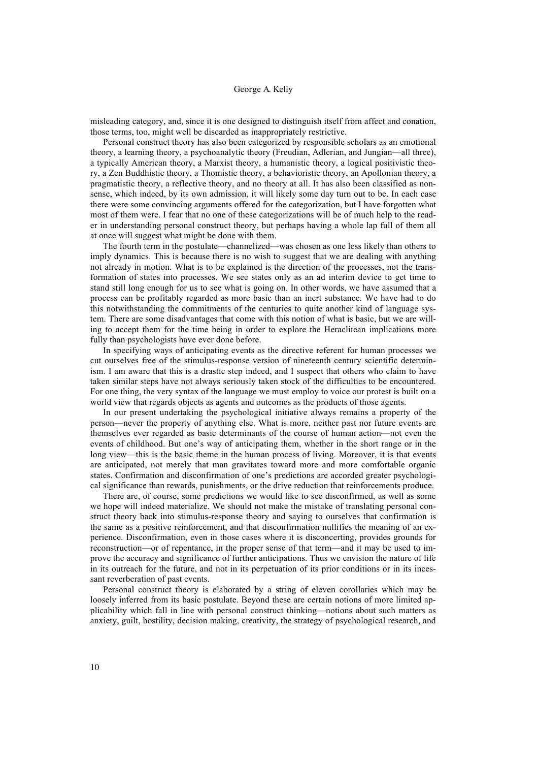misleading category, and, since it is one designed to distinguish itself from affect and conation, those terms, too, might well be discarded as inappropriately restrictive.

Personal construct theory has also been categorized by responsible scholars as an emotional theory, a learning theory, a psychoanalytic theory (Freudian, Adlerian, and Jungian—all three), a typically American theory, a Marxist theory, a humanistic theory, a logical positivistic theory, a Zen Buddhistic theory, a Thomistic theory, a behavioristic theory, an Apollonian theory, a pragmatistic theory, a reflective theory, and no theory at all. It has also been classified as nonsense, which indeed, by its own admission, it will likely some day turn out to be. In each case there were some convincing arguments offered for the categorization, but I have forgotten what most of them were. I fear that no one of these categorizations will be of much help to the reader in understanding personal construct theory, but perhaps having a whole lap full of them all at once will suggest what might be done with them.

The fourth term in the postulate—channelized—was chosen as one less likely than others to imply dynamics. This is because there is no wish to suggest that we are dealing with anything not already in motion. What is to be explained is the direction of the processes, not the transformation of states into processes. We see states only as an ad interim device to get time to stand still long enough for us to see what is going on. In other words, we have assumed that a process can be profitably regarded as more basic than an inert substance. We have had to do this notwithstanding the commitments of the centuries to quite another kind of language system. There are some disadvantages that come with this notion of what is basic, but we are willing to accept them for the time being in order to explore the Heraclitean implications more fully than psychologists have ever done before.

In specifying ways of anticipating events as the directive referent for human processes we cut ourselves free of the stimulus-response version of nineteenth century scientific determinism. I am aware that this is a drastic step indeed, and I suspect that others who claim to have taken similar steps have not always seriously taken stock of the difficulties to be encountered. For one thing, the very syntax of the language we must employ to voice our protest is built on a world view that regards objects as agents and outcomes as the products of those agents.

In our present undertaking the psychological initiative always remains a property of the person—never the property of anything else. What is more, neither past nor future events are themselves ever regarded as basic determinants of the course of human action—not even the events of childhood. But one's way of anticipating them, whether in the short range or in the long view—this is the basic theme in the human process of living. Moreover, it is that events are anticipated, not merely that man gravitates toward more and more comfortable organic states. Confirmation and disconfirmation of one's predictions are accorded greater psychological significance than rewards, punishments, or the drive reduction that reinforcements produce.

There are, of course, some predictions we would like to see disconfirmed, as well as some we hope will indeed materialize. We should not make the mistake of translating personal construct theory back into stimulus-response theory and saying to ourselves that confirmation is the same as a positive reinforcement, and that disconfirmation nullifies the meaning of an experience. Disconfirmation, even in those cases where it is disconcerting, provides grounds for reconstruction—or of repentance, in the proper sense of that term—and it may be used to improve the accuracy and significance of further anticipations. Thus we envision the nature of life in its outreach for the future, and not in its perpetuation of its prior conditions or in its incessant reverberation of past events.

Personal construct theory is elaborated by a string of eleven corollaries which may be loosely inferred from its basic postulate. Beyond these are certain notions of more limited applicability which fall in line with personal construct thinking—notions about such matters as anxiety, guilt, hostility, decision making, creativity, the strategy of psychological research, and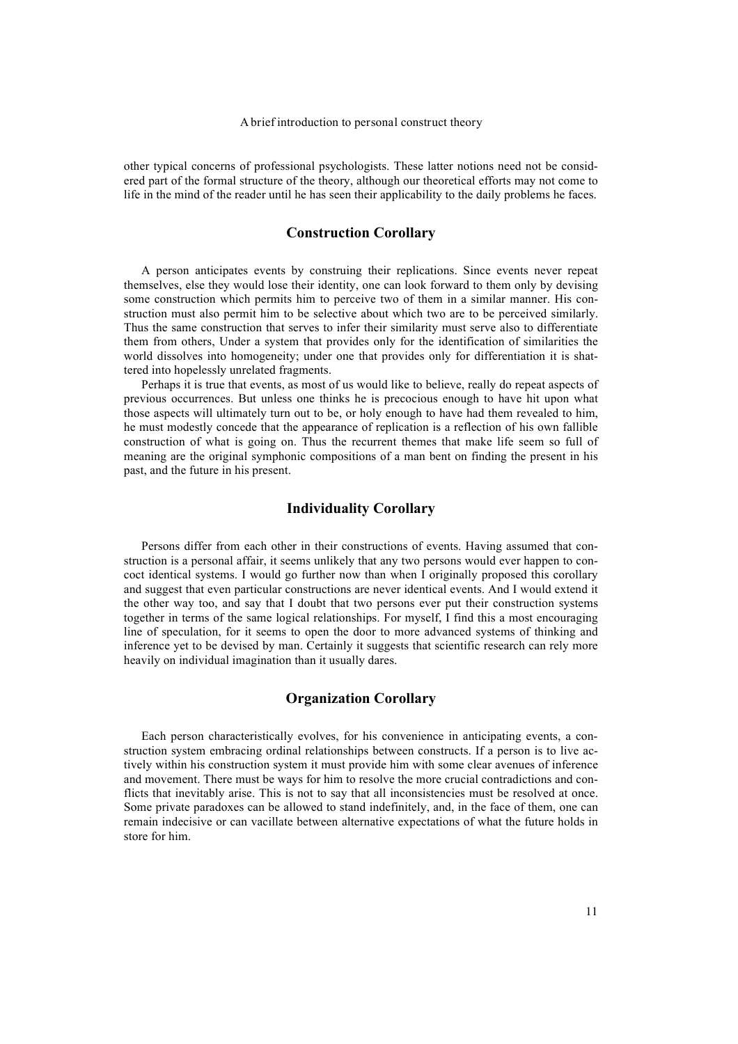other typical concerns of professional psychologists. These latter notions need not be considered part of the formal structure of the theory, although our theoretical efforts may not come to life in the mind of the reader until he has seen their applicability to the daily problems he faces.

## Construction Corollary

A person anticipates events by construing their replications. Since events never repeat themselves, else they would lose their identity, one can look forward to them only by devising some construction which permits him to perceive two of them in a similar manner. His construction must also permit him to be selective about which two are to be perceived similarly. Thus the same construction that serves to infer their similarity must serve also to differentiate them from others, Under a system that provides only for the identification of similarities the world dissolves into homogeneity; under one that provides only for differentiation it is shattered into hopelessly unrelated fragments.

Perhaps it is true that events, as most of us would like to believe, really do repeat aspects of previous occurrences. But unless one thinks he is precocious enough to have hit upon what those aspects will ultimately turn out to be, or holy enough to have had them revealed to him, he must modestly concede that the appearance of replication is a reflection of his own fallible construction of what is going on. Thus the recurrent themes that make life seem so full of meaning are the original symphonic compositions of a man bent on finding the present in his past, and the future in his present.

## Individuality Corollary

Persons differ from each other in their constructions of events. Having assumed that construction is a personal affair, it seems unlikely that any two persons would ever happen to concoct identical systems. I would go further now than when I originally proposed this corollary and suggest that even particular constructions are never identical events. And I would extend it the other way too, and say that I doubt that two persons ever put their construction systems together in terms of the same logical relationships. For myself, I find this a most encouraging line of speculation, for it seems to open the door to more advanced systems of thinking and inference yet to be devised by man. Certainly it suggests that scientific research can rely more heavily on individual imagination than it usually dares.

## Organization Corollary

Each person characteristically evolves, for his convenience in anticipating events, a construction system embracing ordinal relationships between constructs. If a person is to live actively within his construction system it must provide him with some clear avenues of inference and movement. There must be ways for him to resolve the more crucial contradictions and conflicts that inevitably arise. This is not to say that all inconsistencies must be resolved at once. Some private paradoxes can be allowed to stand indefinitely, and, in the face of them, one can remain indecisive or can vacillate between alternative expectations of what the future holds in store for him.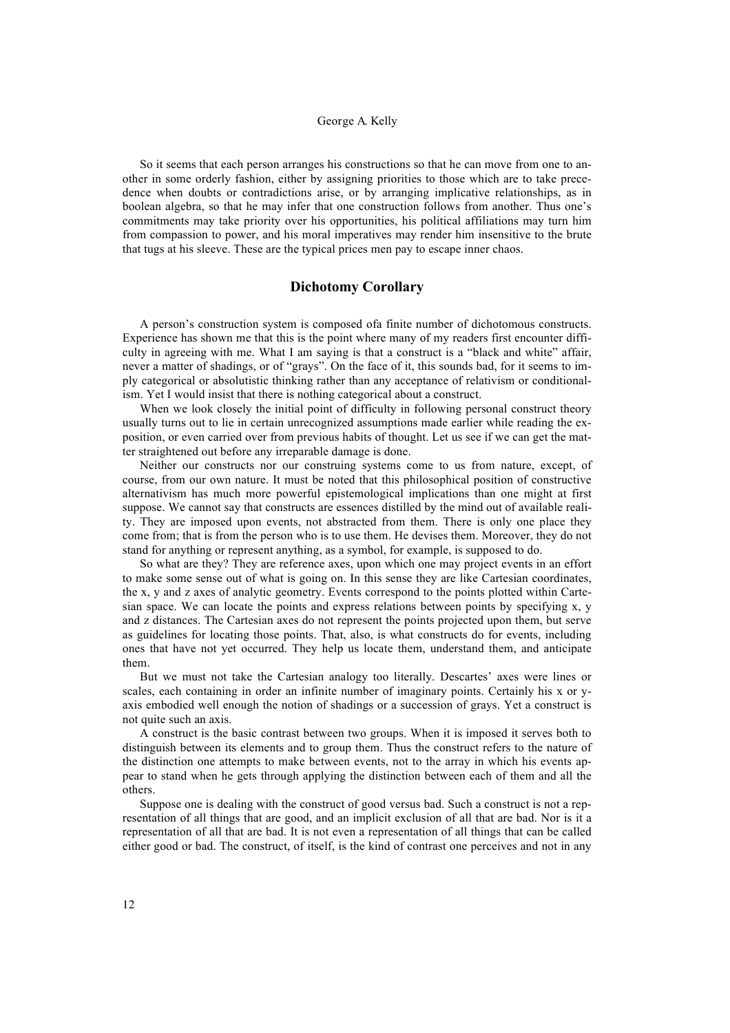So it seems that each person arranges his constructions so that he can move from one to another in some orderly fashion, either by assigning priorities to those which are to take precedence when doubts or contradictions arise, or by arranging implicative relationships, as in boolean algebra, so that he may infer that one construction follows from another. Thus one's commitments may take priority over his opportunities, his political affiliations may turn him from compassion to power, and his moral imperatives may render him insensitive to the brute that tugs at his sleeve. These are the typical prices men pay to escape inner chaos.

## Dichotomy Corollary

A person's construction system is composed ofa finite number of dichotomous constructs. Experience has shown me that this is the point where many of my readers first encounter difficulty in agreeing with me. What I am saying is that a construct is a "black and white" affair, never a matter of shadings, or of "grays". On the face of it, this sounds bad, for it seems to imply categorical or absolutistic thinking rather than any acceptance of relativism or conditionalism. Yet I would insist that there is nothing categorical about a construct.

When we look closely the initial point of difficulty in following personal construct theory usually turns out to lie in certain unrecognized assumptions made earlier while reading the exposition, or even carried over from previous habits of thought. Let us see if we can get the matter straightened out before any irreparable damage is done.

Neither our constructs nor our construing systems come to us from nature, except, of course, from our own nature. It must be noted that this philosophical position of constructive alternativism has much more powerful epistemological implications than one might at first suppose. We cannot say that constructs are essences distilled by the mind out of available reality. They are imposed upon events, not abstracted from them. There is only one place they come from; that is from the person who is to use them. He devises them. Moreover, they do not stand for anything or represent anything, as a symbol, for example, is supposed to do.

So what are they? They are reference axes, upon which one may project events in an effort to make some sense out of what is going on. In this sense they are like Cartesian coordinates, the x, y and z axes of analytic geometry. Events correspond to the points plotted within Cartesian space. We can locate the points and express relations between points by specifying x, y and z distances. The Cartesian axes do not represent the points projected upon them, but serve as guidelines for locating those points. That, also, is what constructs do for events, including ones that have not yet occurred. They help us locate them, understand them, and anticipate them.

But we must not take the Cartesian analogy too literally. Descartes' axes were lines or scales, each containing in order an infinite number of imaginary points. Certainly his x or y-axis embodied well enough the notion of shadings or a succession of grays. Yet a construct is not quite such an axis.

A construct is the basic contrast between two groups. When it is imposed it serves both to distinguish between its elements and to group them. Thus the construct refers to the nature of the distinction one attempts to make between events, not to the array in which his events appear to stand when he gets through applying the distinction between each of them and all the others.

Suppose one is dealing with the construct of good versus bad. Such a construct is not a representation of all things that are good, and an implicit exclusion of all that are bad. Nor is it a representation of all that are bad. It is not even a representation of all things that can be called either good or bad. The construct, of itself, is the kind of contrast one perceives and not in any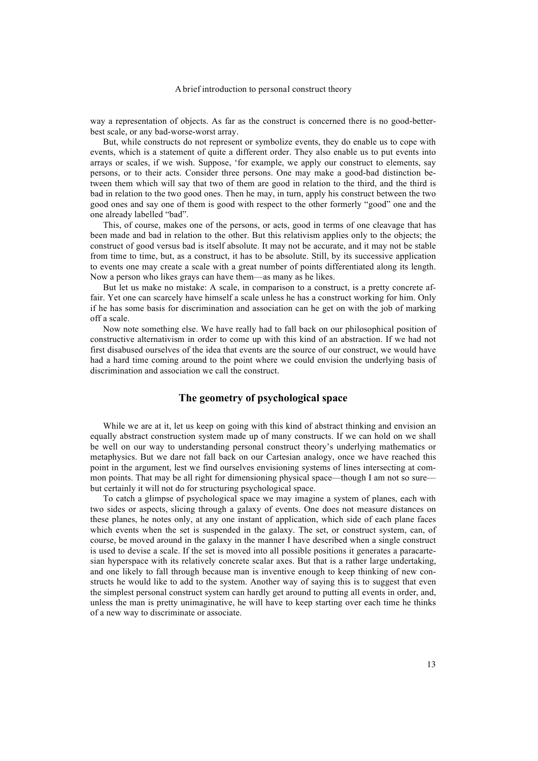way a representation of objects. As far as the construct is concerned there is no good-better-best scale, or any bad-worse-worst array.

But, while constructs do not represent or symbolize events, they do enable us to cope with events, which is a statement of quite a different order. They also enable us to put events into arrays or scales, if we wish. Suppose, 'for example, we apply our construct to elements, say persons, or to their acts. Consider three persons. One may make a good-bad distinction between them which will say that two of them are good in relation to the third, and the third is bad in relation to the two good ones. Then he may, in turn, apply his construct between the two good ones and say one of them is good with respect to the other formerly "good" one and the one already labelled "bad".

This, of course, makes one of the persons, or acts, good in terms of one cleavage that has been made and bad in relation to the other. But this relativism applies only to the objects; the construct of good versus bad is itself absolute. It may not be accurate, and it may not be stable from time to time, but, as a construct, it has to be absolute. Still, by its successive application to events one may create a scale with a great number of points differentiated along its length. Now a person who likes grays can have them—as many as he likes.

But let us make no mistake: A scale, in comparison to a construct, is a pretty concrete affair. Yet one can scarcely have himself a scale unless he has a construct working for him. Only if he has some basis for discrimination and association can he get on with the job of marking off a scale.

Now note something else. We have really had to fall back on our philosophical position of constructive alternativism in order to come up with this kind of an abstraction. If we had not first disabused ourselves of the idea that events are the source of our construct, we would have had a hard time coming around to the point where we could envision the underlying basis of discrimination and association we call the construct.

## The geometry of psychological space

While we are at it, let us keep on going with this kind of abstract thinking and envision an equally abstract construction system made up of many constructs. If we can hold on we shall be well on our way to understanding personal construct theory's underlying mathematics or metaphysics. But we dare not fall back on our Cartesian analogy, once we have reached this point in the argument, lest we find ourselves envisioning systems of lines intersecting at common points. That may be all right for dimensioning physical space—though I am not so sure—but certainly it will not do for structuring psychological space.

To catch a glimpse of psychological space we may imagine a system of planes, each with two sides or aspects, slicing through a galaxy of events. One does not measure distances on these planes, he notes only, at any one instant of application, which side of each plane faces which events when the set is suspended in the galaxy. The set, or construct system, can, of course, be moved around in the galaxy in the manner I have described when a single construct is used to devise a scale. If the set is moved into all possible positions it generates a paracartesian hyperspace with its relatively concrete scalar axes. But that is a rather large undertaking, and one likely to fall through because man is inventive enough to keep thinking of new constructs he would like to add to the system. Another way of saying this is to suggest that even the simplest personal construct system can hardly get around to putting all events in order, and, unless the man is pretty unimaginative, he will have to keep starting over each time he thinks of a new way to discriminate or associate.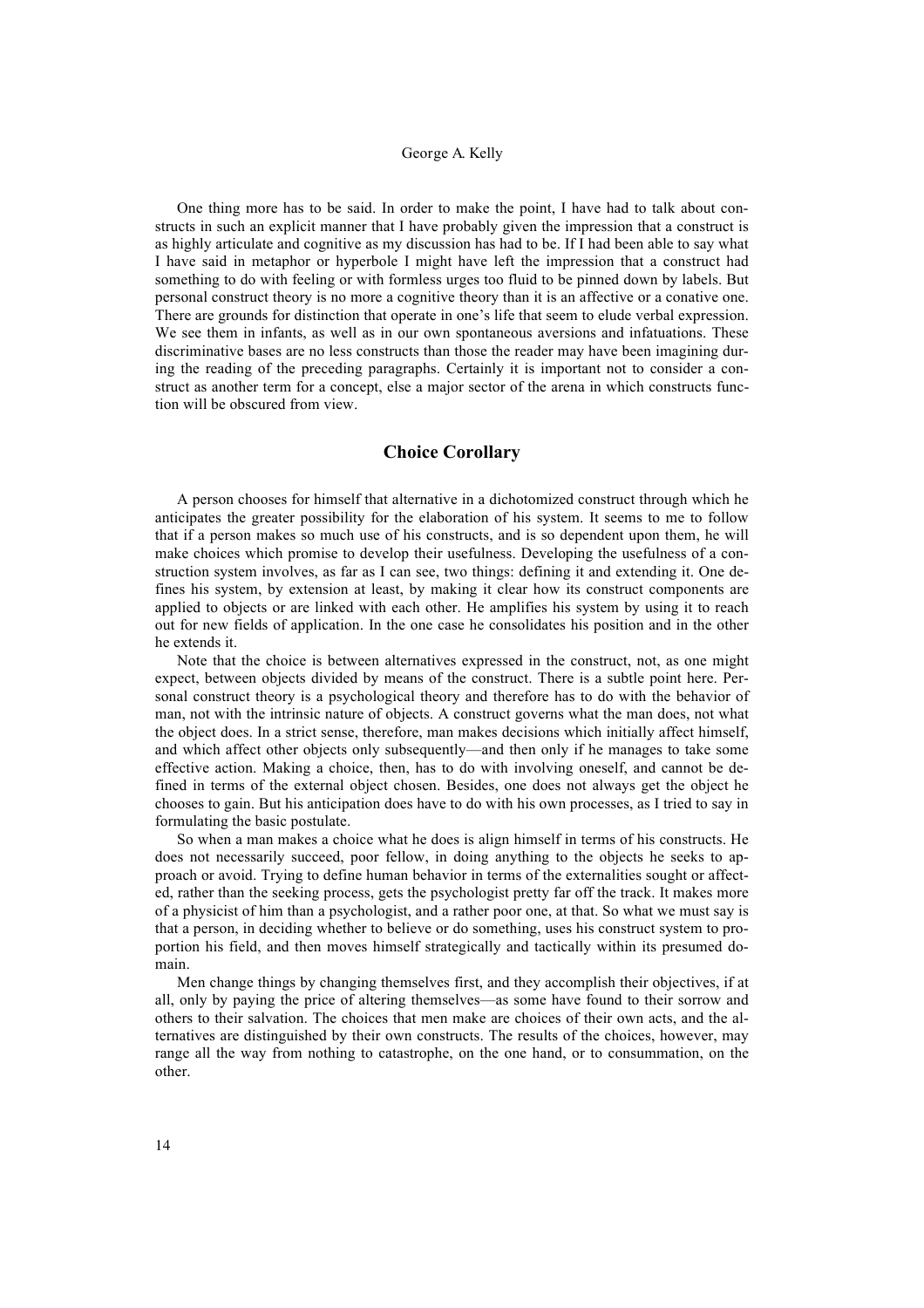One thing more has to be said. In order to make the point, I have had to talk about constructs in such an explicit manner that I have probably given the impression that a construct is as highly articulate and cognitive as my discussion has had to be. If I had been able to say what I have said in metaphor or hyperbole I might have left the impression that a construct had something to do with feeling or with formless urges too fluid to be pinned down by labels. But personal construct theory is no more a cognitive theory than it is an affective or a conative one. There are grounds for distinction that operate in one's life that seem to elude verbal expression. We see them in infants, as well as in our own spontaneous aversions and infatuations. These discriminative bases are no less constructs than those the reader may have been imagining during the reading of the preceding paragraphs. Certainly it is important not to consider a construct as another term for a concept, else a major sector of the arena in which constructs function will be obscured from view.

## Choice Corollary

A person chooses for himself that alternative in a dichotomized construct through which he anticipates the greater possibility for the elaboration of his system. It seems to me to follow that if a person makes so much use of his constructs, and is so dependent upon them, he will make choices which promise to develop their usefulness. Developing the usefulness of a construction system involves, as far as I can see, two things: defining it and extending it. One defines his system, by extension at least, by making it clear how its construct components are applied to objects or are linked with each other. He amplifies his system by using it to reach out for new fields of application. In the one case he consolidates his position and in the other he extends it.

Note that the choice is between alternatives expressed in the construct, not, as one might expect, between objects divided by means of the construct. There is a subtle point here. Personal construct theory is a psychological theory and therefore has to do with the behavior of man, not with the intrinsic nature of objects. A construct governs what the man does, not what the object does. In a strict sense, therefore, man makes decisions which initially affect himself, and which affect other objects only subsequently—and then only if he manages to take some effective action. Making a choice, then, has to do with involving oneself, and cannot be defined in terms of the external object chosen. Besides, one does not always get the object he chooses to gain. But his anticipation does have to do with his own processes, as I tried to say in formulating the basic postulate.

So when a man makes a choice what he does is align himself in terms of his constructs. He does not necessarily succeed, poor fellow, in doing anything to the objects he seeks to approach or avoid. Trying to define human behavior in terms of the externalities sought or affected, rather than the seeking process, gets the psychologist pretty far off the track. It makes more of a physicist of him than a psychologist, and a rather poor one, at that. So what we must say is that a person, in deciding whether to believe or do something, uses his construct system to proportion his field, and then moves himself strategically and tactically within its presumed domain.

Men change things by changing themselves first, and they accomplish their objectives, if at all, only by paying the price of altering themselves—as some have found to their sorrow and others to their salvation. The choices that men make are choices of their own acts, and the alternatives are distinguished by their own constructs. The results of the choices, however, may range all the way from nothing to catastrophe, on the one hand, or to consummation, on the other.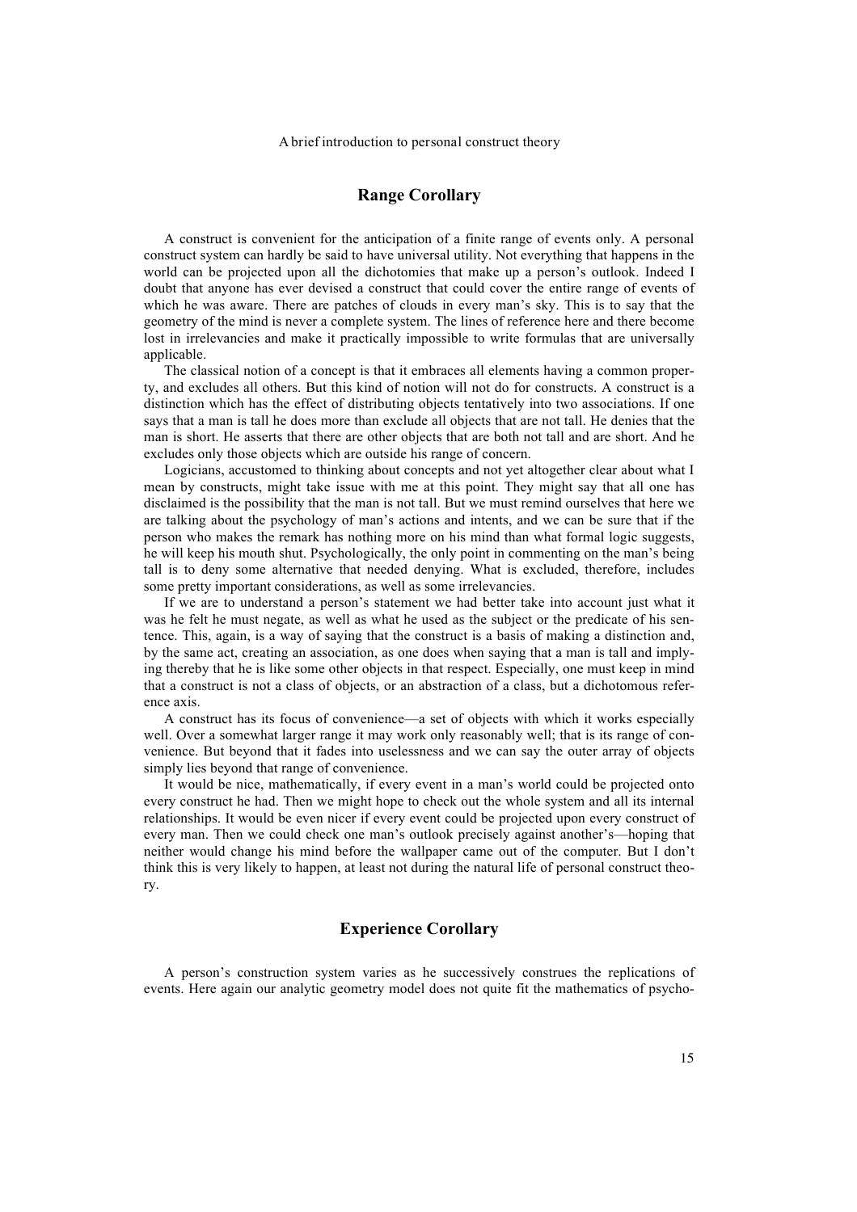## Range Corollary

A construct is convenient for the anticipation of a finite range of events only. A personal construct system can hardly be said to have universal utility. Not everything that happens in the world can be projected upon all the dichotomies that make up a person's outlook. Indeed I doubt that anyone has ever devised a construct that could cover the entire range of events of which he was aware. There are patches of clouds in every man's sky. This is to say that the geometry of the mind is never a complete system. The lines of reference here and there become lost in irrelevancies and make it practically impossible to write formulas that are universally applicable.

The classical notion of a concept is that it embraces all elements having a common property, and excludes all others. But this kind of notion will not do for constructs. A construct is a distinction which has the effect of distributing objects tentatively into two associations. If one says that a man is tall he does more than exclude all objects that are not tall. He denies that the man is short. He asserts that there are other objects that are both not tall and are short. And he excludes only those objects which are outside his range of concern.

Logicians, accustomed to thinking about concepts and not yet altogether clear about what I mean by constructs, might take issue with me at this point. They might say that all one has disclaimed is the possibility that the man is not tall. But we must remind ourselves that here we are talking about the psychology of man's actions and intents, and we can be sure that if the person who makes the remark has nothing more on his mind than what formal logic suggests, he will keep his mouth shut. Psychologically, the only point in commenting on the man's being tall is to deny some alternative that needed denying. What is excluded, therefore, includes some pretty important considerations, as well as some irrelevancies.

If we are to understand a person's statement we had better take into account just what it was he felt he must negate, as well as what he used as the subject or the predicate of his sentence. This, again, is a way of saying that the construct is a basis of making a distinction and, by the same act, creating an association, as one does when saying that a man is tall and implying thereby that he is like some other objects in that respect. Especially, one must keep in mind that a construct is not a class of objects, or an abstraction of a class, but a dichotomous reference axis.

A construct has its focus of convenience—a set of objects with which it works especially well. Over a somewhat larger range it may work only reasonably well; that is its range of convenience. But beyond that it fades into uselessness and we can say the outer array of objects simply lies beyond that range of convenience.

It would be nice, mathematically, if every event in a man's world could be projected onto every construct he had. Then we might hope to check out the whole system and all its internal relationships. It would be even nicer if every event could be projected upon every construct of every man. Then we could check one man's outlook precisely against another's—hoping that neither would change his mind before the wallpaper came out of the computer. But I don't think this is very likely to happen, at least not during the natural life of personal construct theory.

## Experience Corollary

A person's construction system varies as he successively construes the replications of events. Here again our analytic geometry model does not quite fit the mathematics of psycho-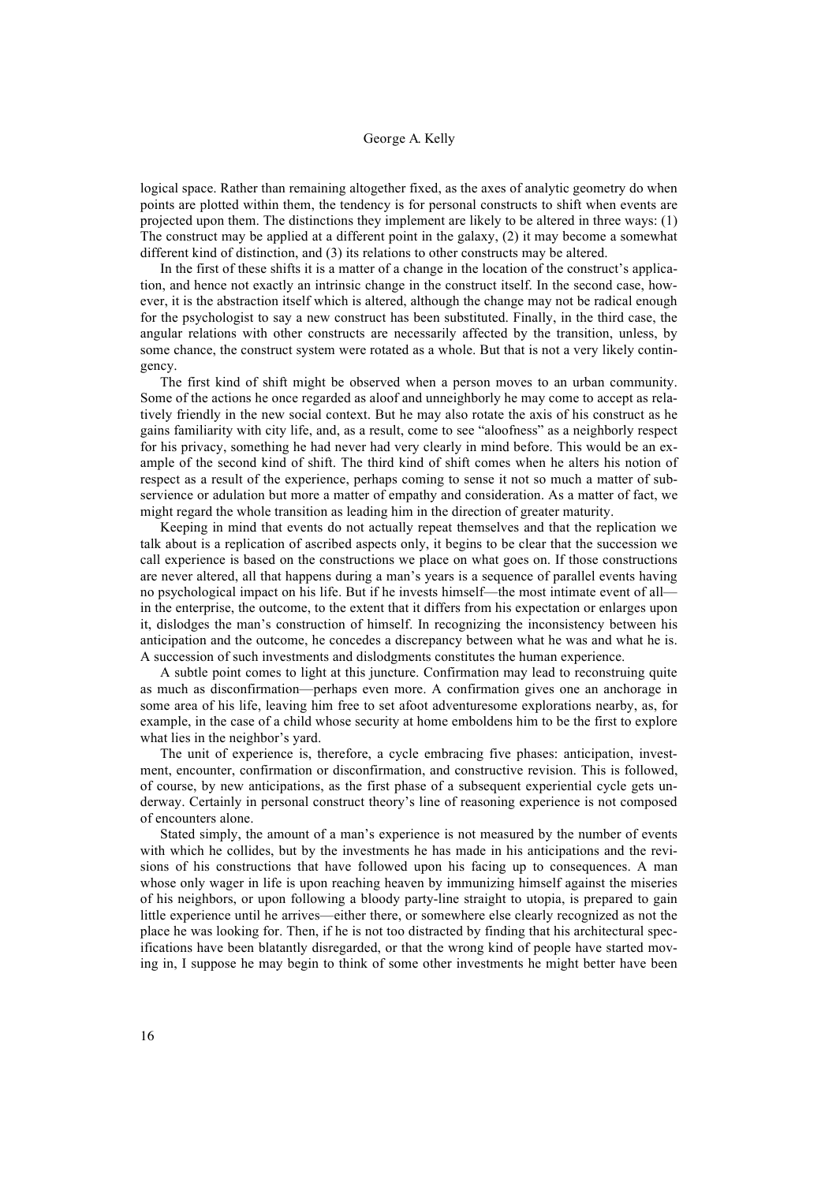logical space. Rather than remaining altogether fixed, as the axes of analytic geometry do when points are plotted within them, the tendency is for personal constructs to shift when events are projected upon them. The distinctions they implement are likely to be altered in three ways: (1) The construct may be applied at a different point in the galaxy, (2) it may become a somewhat different kind of distinction, and (3) its relations to other constructs may be altered.

In the first of these shifts it is a matter of a change in the location of the construct's application, and hence not exactly an intrinsic change in the construct itself. In the second case, however, it is the abstraction itself which is altered, although the change may not be radical enough for the psychologist to say a new construct has been substituted. Finally, in the third case, the angular relations with other constructs are necessarily affected by the transition, unless, by some chance, the construct system were rotated as a whole. But that is not a very likely contingency.

The first kind of shift might be observed when a person moves to an urban community. Some of the actions he once regarded as aloof and unneighborly he may come to accept as relatively friendly in the new social context. But he may also rotate the axis of his construct as he gains familiarity with city life, and, as a result, come to see "aloofness" as a neighborly respect for his privacy, something he had never had very clearly in mind before. This would be an example of the second kind of shift. The third kind of shift comes when he alters his notion of respect as a result of the experience, perhaps coming to sense it not so much a matter of subservience or adulation but more a matter of empathy and consideration. As a matter of fact, we might regard the whole transition as leading him in the direction of greater maturity.

Keeping in mind that events do not actually repeat themselves and that the replication we talk about is a replication of ascribed aspects only, it begins to be clear that the succession we call experience is based on the constructions we place on what goes on. If those constructions are never altered, all that happens during a man's years is a sequence of parallel events having no psychological impact on his life. But if he invests himself—the most intimate event of all—in the enterprise, the outcome, to the extent that it differs from his expectation or enlarges upon it, dislodges the man's construction of himself. In recognizing the inconsistency between his anticipation and the outcome, he concedes a discrepancy between what he was and what he is. A succession of such investments and dislodgments constitutes the human experience.

A subtle point comes to light at this juncture. Confirmation may lead to reconstruing quite as much as disconfirmation—perhaps even more. A confirmation gives one an anchorage in some area of his life, leaving him free to set afoot adventuresome explorations nearby, as, for example, in the case of a child whose security at home emboldens him to be the first to explore what lies in the neighbor's yard.

The unit of experience is, therefore, a cycle embracing five phases: anticipation, investment, encounter, confirmation or disconfirmation, and constructive revision. This is followed, of course, by new anticipations, as the first phase of a subsequent experiential cycle gets underway. Certainly in personal construct theory's line of reasoning experience is not composed of encounters alone.

Stated simply, the amount of a man's experience is not measured by the number of events with which he collides, but by the investments he has made in his anticipations and the revisions of his constructions that have followed upon his facing up to consequences. A man whose only wager in life is upon reaching heaven by immunizing himself against the miseries of his neighbors, or upon following a bloody party-line straight to utopia, is prepared to gain little experience until he arrives—either there, or somewhere else clearly recognized as not the place he was looking for. Then, if he is not too distracted by finding that his architectural specifications have been blatantly disregarded, or that the wrong kind of people have started moving in, I suppose he may begin to think of some other investments he might better have been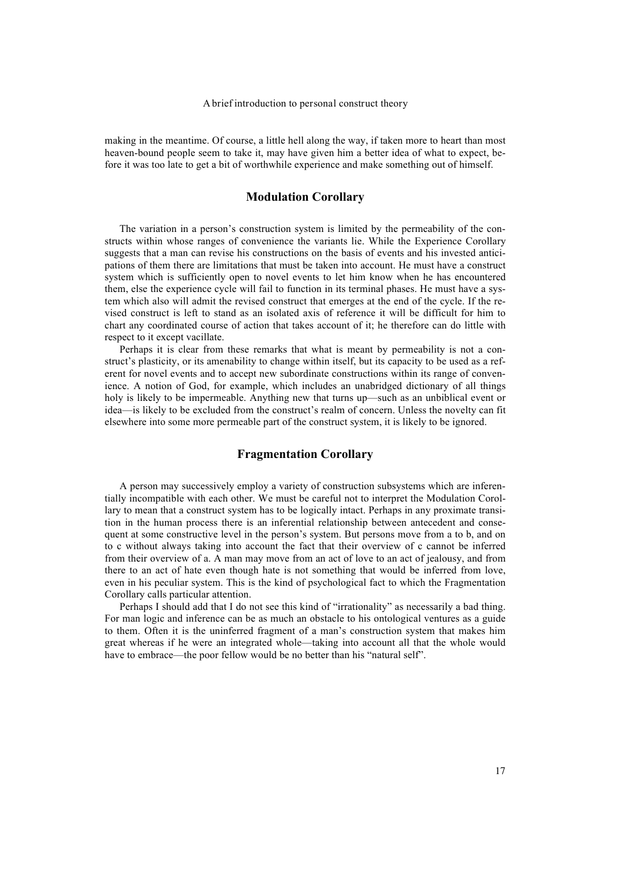making in the meantime. Of course, a little hell along the way, if taken more to heart than most heaven-bound people seem to take it, may have given him a better idea of what to expect, before it was too late to get a bit of worthwhile experience and make something out of himself.

## Modulation Corollary

The variation in a person's construction system is limited by the permeability of the constructs within whose ranges of convenience the variants lie. While the Experience Corollary suggests that a man can revise his constructions on the basis of events and his invested anticipations of them there are limitations that must be taken into account. He must have a construct system which is sufficiently open to novel events to let him know when he has encountered them, else the experience cycle will fail to function in its terminal phases. He must have a system which also will admit the revised construct that emerges at the end of the cycle. If the revised construct is left to stand as an isolated axis of reference it will be difficult for him to chart any coordinated course of action that takes account of it; he therefore can do little with respect to it except vacillate.

Perhaps it is clear from these remarks that what is meant by permeability is not a construct's plasticity, or its amenability to change within itself, but its capacity to be used as a referent for novel events and to accept new subordinate constructions within its range of convenience. A notion of God, for example, which includes an unabridged dictionary of all things holy is likely to be impermeable. Anything new that turns up—such as an unbiblical event or idea—is likely to be excluded from the construct's realm of concern. Unless the novelty can fit elsewhere into some more permeable part of the construct system, it is likely to be ignored.

## Fragmentation Corollary

A person may successively employ a variety of construction subsystems which are inferentially incompatible with each other. We must be careful not to interpret the Modulation Corollary to mean that a construct system has to be logically intact. Perhaps in any proximate transition in the human process there is an inferential relationship between antecedent and consequent at some constructive level in the person's system. But persons move from a to b, and on to c without always taking into account the fact that their overview of c cannot be inferred from their overview of a. A man may move from an act of love to an act of jealousy, and from there to an act of hate even though hate is not something that would be inferred from love, even in his peculiar system. This is the kind of psychological fact to which the Fragmentation Corollary calls particular attention.

Perhaps I should add that I do not see this kind of "irrationality" as necessarily a bad thing. For man logic and inference can be as much an obstacle to his ontological ventures as a guide to them. Often it is the uninferred fragment of a man's construction system that makes him great whereas if he were an integrated whole—taking into account all that the whole would have to embrace—the poor fellow would be no better than his "natural self".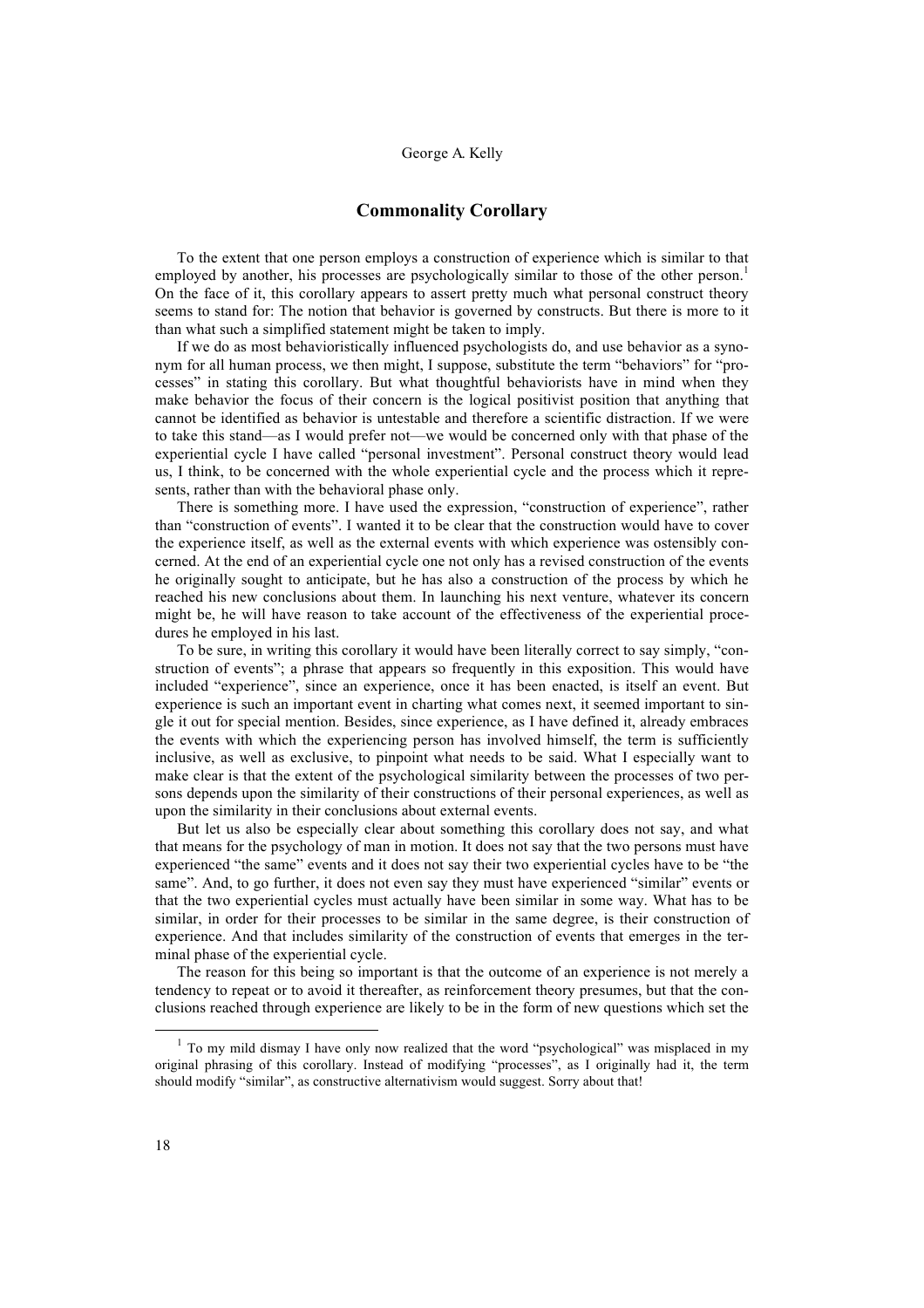## Commonality Corollary

To the extent that one person employs a construction of experience which is similar to that employed by another, his processes are psychologically similar to those of the other person.[1] On the face of it, this corollary appears to assert pretty much what personal construct theory seems to stand for: The notion that behavior is governed by constructs. But there is more to it than what such a simplified statement might be taken to imply.

If we do as most behavioristically influenced psychologists do, and use behavior as a synonym for all human process, we then might, I suppose, substitute the term "behaviors" for "processes" in stating this corollary. But what thoughtful behaviorists have in mind when they make behavior the focus of their concern is the logical positivist position that anything that cannot be identified as behavior is untestable and therefore a scientific distraction. If we were to take this stand—as I would prefer not—we would be concerned only with that phase of the experiential cycle I have called "personal investment". Personal construct theory would lead us, I think, to be concerned with the whole experiential cycle and the process which it represents, rather than with the behavioral phase only.

There is something more. I have used the expression, "construction of experience", rather than "construction of events". I wanted it to be clear that the construction would have to cover the experience itself, as well as the external events with which experience was ostensibly concerned. At the end of an experiential cycle one not only has a revised construction of the events he originally sought to anticipate, but he has also a construction of the process by which he reached his new conclusions about them. In launching his next venture, whatever its concern might be, he will have reason to take account of the effectiveness of the experiential procedures he employed in his last.

To be sure, in writing this corollary it would have been literally correct to say simply, "construction of events"; a phrase that appears so frequently in this exposition. This would have included "experience", since an experience, once it has been enacted, is itself an event. But experience is such an important event in charting what comes next, it seemed important to single it out for special mention. Besides, since experience, as I have defined it, already embraces the events with which the experiencing person has involved himself, the term is sufficiently inclusive, as well as exclusive, to pinpoint what needs to be said. What I especially want to make clear is that the extent of the psychological similarity between the processes of two persons depends upon the similarity of their constructions of their personal experiences, as well as upon the similarity in their conclusions about external events.

But let us also be especially clear about something this corollary does not say, and what that means for the psychology of man in motion. It does not say that the two persons must have experienced "the same" events and it does not say their two experiential cycles have to be "the same". And, to go further, it does not even say they must have experienced "similar" events or that the two experiential cycles must actually have been similar in some way. What has to be similar, in order for their processes to be similar in the same degree, is their construction of experience. And that includes similarity of the construction of events that emerges in the terminal phase of the experiential cycle.

The reason for this being so important is that the outcome of an experience is not merely a tendency to repeat or to avoid it thereafter, as reinforcement theory presumes, but that the conclusions reached through experience are likely to be in the form of new questions which set the

[1] To my mild dismay I have only now realized that the word "psychological" was misplaced in my original phrasing of this corollary. Instead of modifying "processes", as I originally had it, the term should modify "similar", as constructive alternativism would suggest. Sorry about that!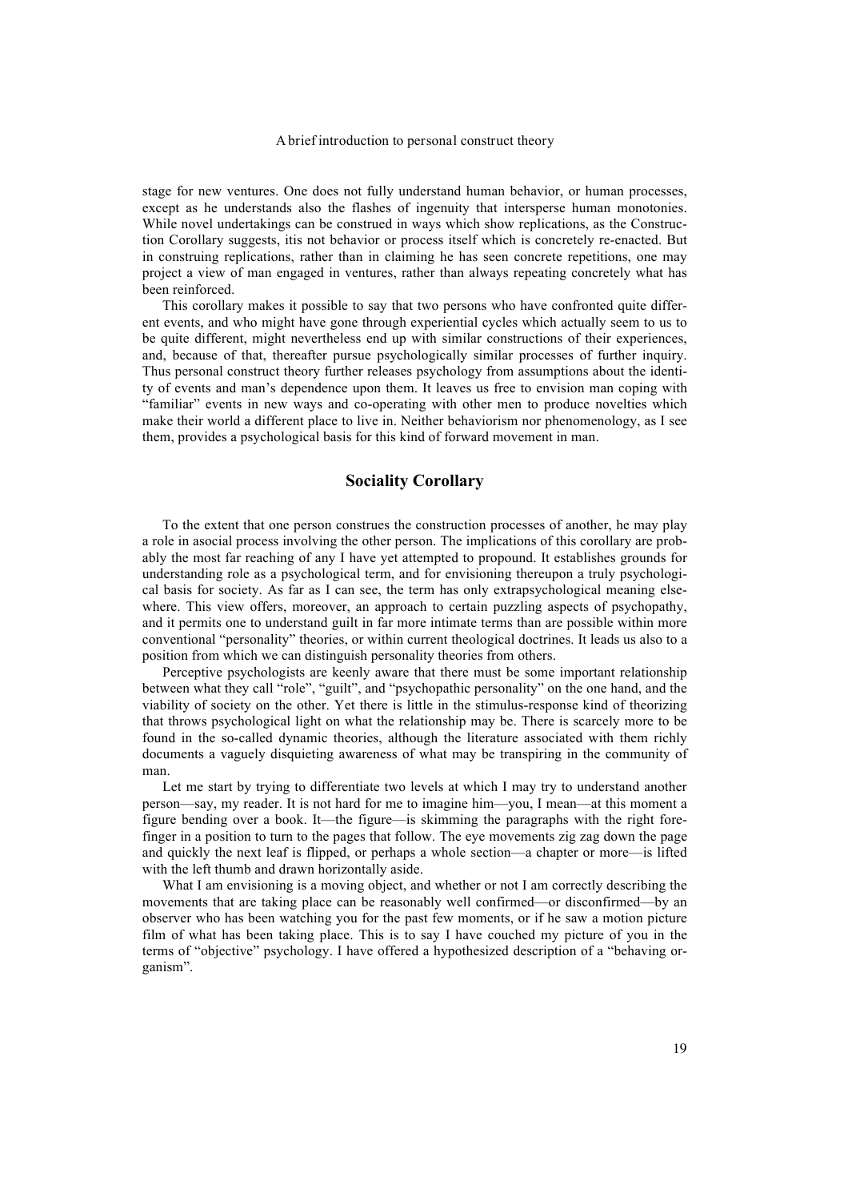stage for new ventures. One does not fully understand human behavior, or human processes, except as he understands also the flashes of ingenuity that intersperse human monotonies. While novel undertakings can be construed in ways which show replications, as the Construction Corollary suggests, itis not behavior or process itself which is concretely re-enacted. But in construing replications, rather than in claiming he has seen concrete repetitions, one may project a view of man engaged in ventures, rather than always repeating concretely what has been reinforced.

This corollary makes it possible to say that two persons who have confronted quite different events, and who might have gone through experiential cycles which actually seem to us to be quite different, might nevertheless end up with similar constructions of their experiences, and, because of that, thereafter pursue psychologically similar processes of further inquiry. Thus personal construct theory further releases psychology from assumptions about the identity of events and man's dependence upon them. It leaves us free to envision man coping with "familiar" events in new ways and co-operating with other men to produce novelties which make their world a different place to live in. Neither behaviorism nor phenomenology, as I see them, provides a psychological basis for this kind of forward movement in man.

## Sociality Corollary

To the extent that one person construes the construction processes of another, he may play a role in asocial process involving the other person. The implications of this corollary are probably the most far reaching of any I have yet attempted to propound. It establishes grounds for understanding role as a psychological term, and for envisioning thereupon a truly psychological basis for society. As far as I can see, the term has only extrapsychological meaning elsewhere. This view offers, moreover, an approach to certain puzzling aspects of psychopathy, and it permits one to understand guilt in far more intimate terms than are possible within more conventional "personality" theories, or within current theological doctrines. It leads us also to a position from which we can distinguish personality theories from others.

Perceptive psychologists are keenly aware that there must be some important relationship between what they call "role", "guilt", and "psychopathic personality" on the one hand, and the viability of society on the other. Yet there is little in the stimulus-response kind of theorizing that throws psychological light on what the relationship may be. There is scarcely more to be found in the so-called dynamic theories, although the literature associated with them richly documents a vaguely disquieting awareness of what may be transpiring in the community of man.

Let me start by trying to differentiate two levels at which I may try to understand another person—say, my reader. It is not hard for me to imagine him—you, I mean—at this moment a figure bending over a book. It—the figure—is skimming the paragraphs with the right forefinger in a position to turn to the pages that follow. The eye movements zig zag down the page and quickly the next leaf is flipped, or perhaps a whole section—a chapter or more—is lifted with the left thumb and drawn horizontally aside.

What I am envisioning is a moving object, and whether or not I am correctly describing the movements that are taking place can be reasonably well confirmed—or disconfirmed—by an observer who has been watching you for the past few moments, or if he saw a motion picture film of what has been taking place. This is to say I have couched my picture of you in the terms of "objective" psychology. I have offered a hypothesized description of a "behaving organism".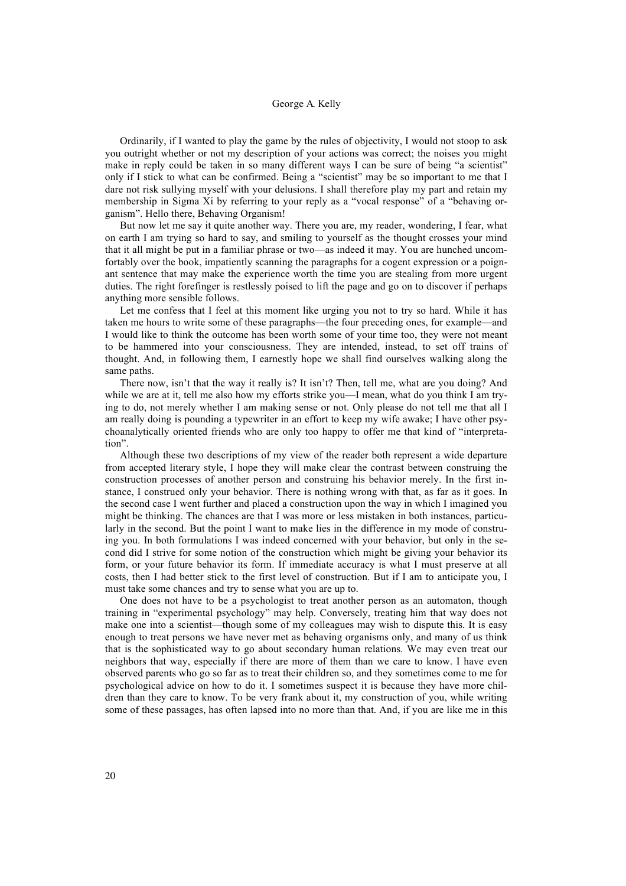Ordinarily, if I wanted to play the game by the rules of objectivity, I would not stoop to ask you outright whether or not my description of your actions was correct; the noises you might make in reply could be taken in so many different ways I can be sure of being "a scientist" only if I stick to what can be confirmed. Being a "scientist" may be so important to me that I dare not risk sullying myself with your delusions. I shall therefore play my part and retain my membership in Sigma Xi by referring to your reply as a "vocal response" of a "behaving organism". Hello there, Behaving Organism!

But now let me say it quite another way. There you are, my reader, wondering, I fear, what on earth I am trying so hard to say, and smiling to yourself as the thought crosses your mind that it all might be put in a familiar phrase or two—as indeed it may. You are hunched uncomfortably over the book, impatiently scanning the paragraphs for a cogent expression or a poignant sentence that may make the experience worth the time you are stealing from more urgent duties. The right forefinger is restlessly poised to lift the page and go on to discover if perhaps anything more sensible follows.

Let me confess that I feel at this moment like urging you not to try so hard. While it has taken me hours to write some of these paragraphs—the four preceding ones, for example—and I would like to think the outcome has been worth some of your time too, they were not meant to be hammered into your consciousness. They are intended, instead, to set off trains of thought. And, in following them, I earnestly hope we shall find ourselves walking along the same paths.

There now, isn't that the way it really is? It isn't? Then, tell me, what are you doing? And while we are at it, tell me also how my efforts strike you—I mean, what do you think I am trying to do, not merely whether I am making sense or not. Only please do not tell me that all I am really doing is pounding a typewriter in an effort to keep my wife awake; I have other psychoanalytically oriented friends who are only too happy to offer me that kind of "interpretation".

Although these two descriptions of my view of the reader both represent a wide departure from accepted literary style, I hope they will make clear the contrast between construing the construction processes of another person and construing his behavior merely. In the first instance, I construed only your behavior. There is nothing wrong with that, as far as it goes. In the second case I went further and placed a construction upon the way in which I imagined you might be thinking. The chances are that I was more or less mistaken in both instances, particularly in the second. But the point I want to make lies in the difference in my mode of construing you. In both formulations I was indeed concerned with your behavior, but only in the second did I strive for some notion of the construction which might be giving your behavior its form, or your future behavior its form. If immediate accuracy is what I must preserve at all costs, then I had better stick to the first level of construction. But if I am to anticipate you, I must take some chances and try to sense what you are up to.

One does not have to be a psychologist to treat another person as an automaton, though training in "experimental psychology" may help. Conversely, treating him that way does not make one into a scientist—though some of my colleagues may wish to dispute this. It is easy enough to treat persons we have never met as behaving organisms only, and many of us think that is the sophisticated way to go about secondary human relations. We may even treat our neighbors that way, especially if there are more of them than we care to know. I have even observed parents who go so far as to treat their children so, and they sometimes come to me for psychological advice on how to do it. I sometimes suspect it is because they have more children than they care to know. To be very frank about it, my construction of you, while writing some of these passages, has often lapsed into no more than that. And, if you are like me in this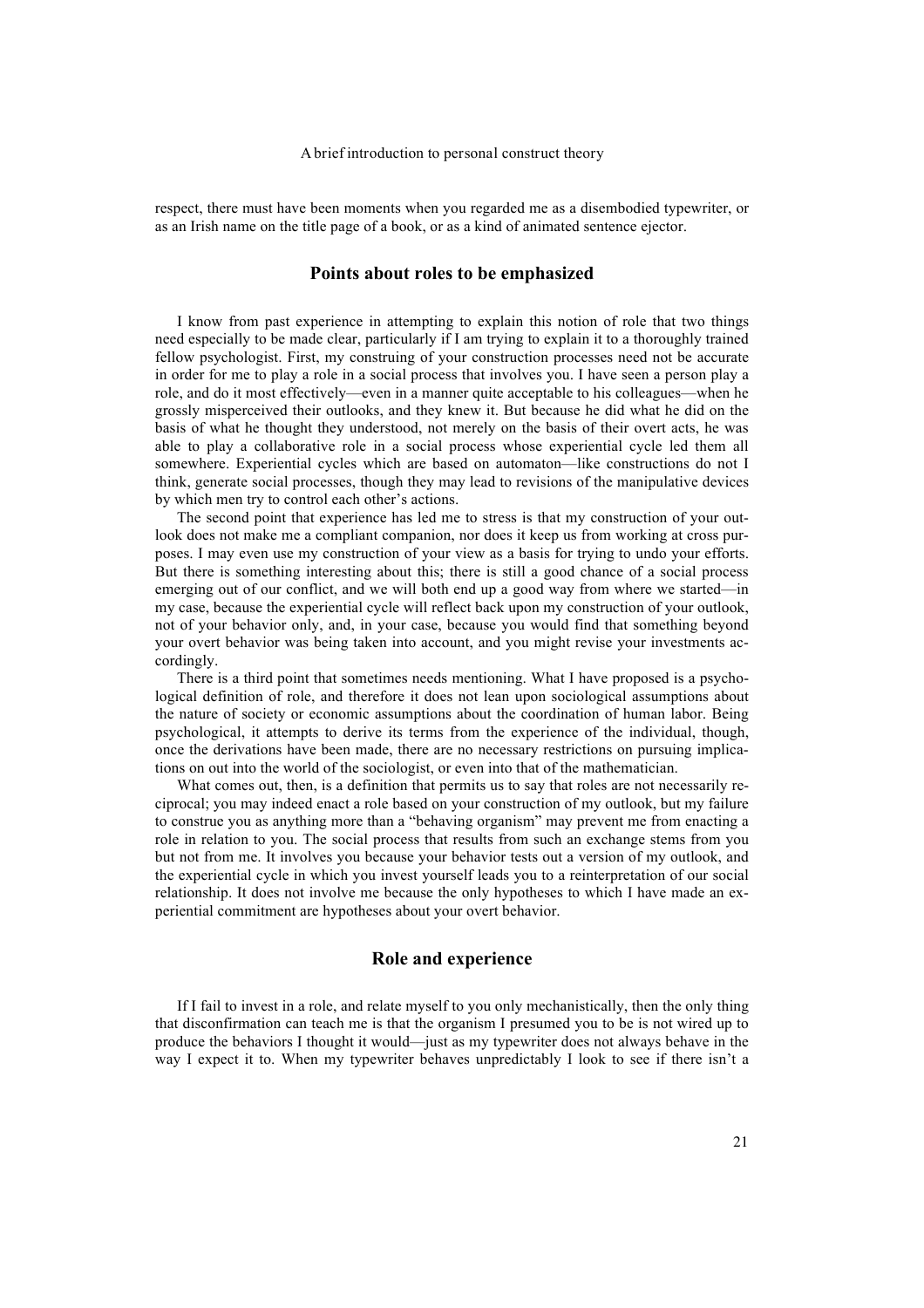respect, there must have been moments when you regarded me as a disembodied typewriter, or as an Irish name on the title page of a book, or as a kind of animated sentence ejector.

## Points about roles to be emphasized

I know from past experience in attempting to explain this notion of role that two things need especially to be made clear, particularly if I am trying to explain it to a thoroughly trained fellow psychologist. First, my construing of your construction processes need not be accurate in order for me to play a role in a social process that involves you. I have seen a person play a role, and do it most effectively—even in a manner quite acceptable to his colleagues—when he grossly misperceived their outlooks, and they knew it. But because he did what he did on the basis of what he thought they understood, not merely on the basis of their overt acts, he was able to play a collaborative role in a social process whose experiential cycle led them all somewhere. Experiential cycles which are based on automaton—like constructions do not I think, generate social processes, though they may lead to revisions of the manipulative devices by which men try to control each other's actions.

The second point that experience has led me to stress is that my construction of your outlook does not make me a compliant companion, nor does it keep us from working at cross purposes. I may even use my construction of your view as a basis for trying to undo your efforts. But there is something interesting about this; there is still a good chance of a social process emerging out of our conflict, and we will both end up a good way from where we started—in my case, because the experiential cycle will reflect back upon my construction of your outlook, not of your behavior only, and, in your case, because you would find that something beyond your overt behavior was being taken into account, and you might revise your investments accordingly.

There is a third point that sometimes needs mentioning. What I have proposed is a psychological definition of role, and therefore it does not lean upon sociological assumptions about the nature of society or economic assumptions about the coordination of human labor. Being psychological, it attempts to derive its terms from the experience of the individual, though, once the derivations have been made, there are no necessary restrictions on pursuing implications on out into the world of the sociologist, or even into that of the mathematician.

What comes out, then, is a definition that permits us to say that roles are not necessarily reciprocal; you may indeed enact a role based on your construction of my outlook, but my failure to construe you as anything more than a "behaving organism" may prevent me from enacting a role in relation to you. The social process that results from such an exchange stems from you but not from me. It involves you because your behavior tests out a version of my outlook, and the experiential cycle in which you invest yourself leads you to a reinterpretation of our social relationship. It does not involve me because the only hypotheses to which I have made an experiential commitment are hypotheses about your overt behavior.

## Role and experience

If I fail to invest in a role, and relate myself to you only mechanistically, then the only thing that disconfirmation can teach me is that the organism I presumed you to be is not wired up to produce the behaviors I thought it would—just as my typewriter does not always behave in the way I expect it to. When my typewriter behaves unpredictably I look to see if there isn't a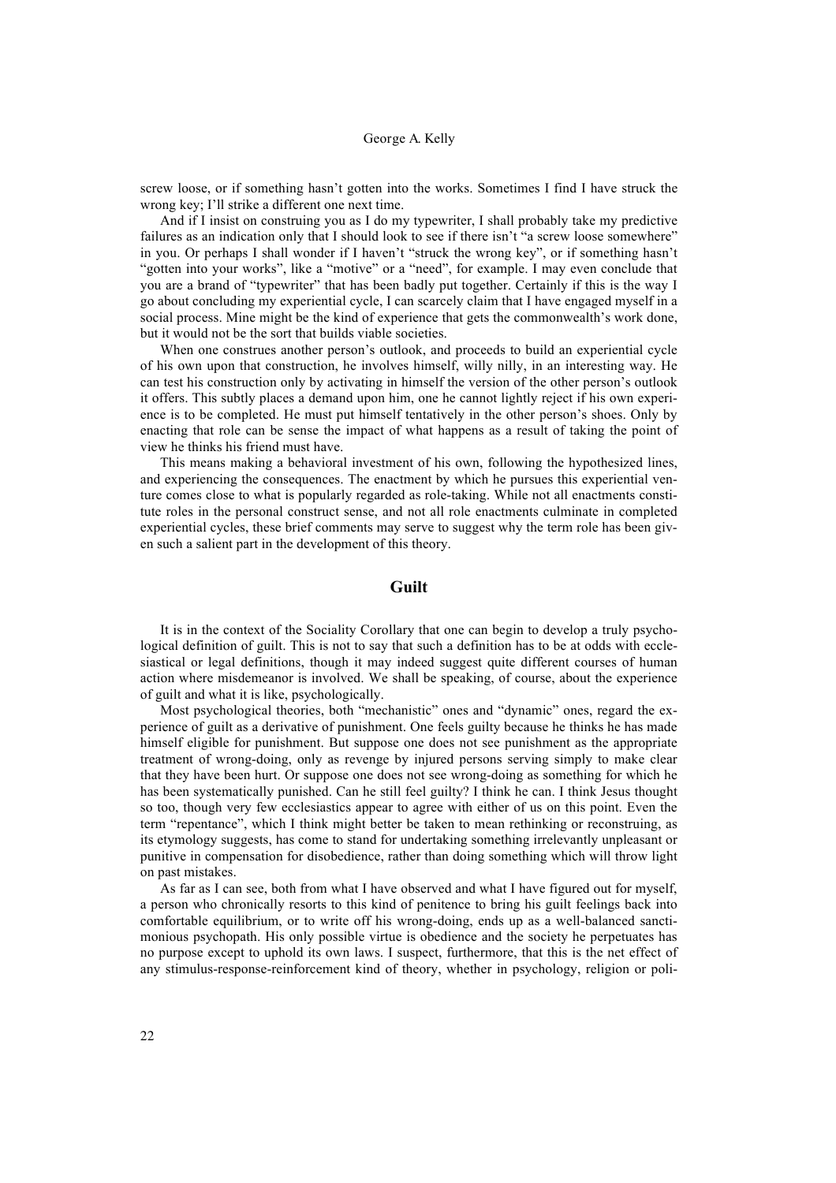screw loose, or if something hasn't gotten into the works. Sometimes I find I have struck the wrong key; I'll strike a different one next time.

And if I insist on construing you as I do my typewriter, I shall probably take my predictive failures as an indication only that I should look to see if there isn't "a screw loose somewhere" in you. Or perhaps I shall wonder if I haven't "struck the wrong key", or if something hasn't "gotten into your works", like a "motive" or a "need", for example. I may even conclude that you are a brand of "typewriter" that has been badly put together. Certainly if this is the way I go about concluding my experiential cycle, I can scarcely claim that I have engaged myself in a social process. Mine might be the kind of experience that gets the commonwealth's work done, but it would not be the sort that builds viable societies.

When one construes another person's outlook, and proceeds to build an experiential cycle of his own upon that construction, he involves himself, willy nilly, in an interesting way. He can test his construction only by activating in himself the version of the other person's outlook it offers. This subtly places a demand upon him, one he cannot lightly reject if his own experience is to be completed. He must put himself tentatively in the other person's shoes. Only by enacting that role can be sense the impact of what happens as a result of taking the point of view he thinks his friend must have.

This means making a behavioral investment of his own, following the hypothesized lines, and experiencing the consequences. The enactment by which he pursues this experiential venture comes close to what is popularly regarded as role-taking. While not all enactments constitute roles in the personal construct sense, and not all role enactments culminate in completed experiential cycles, these brief comments may serve to suggest why the term role has been given such a salient part in the development of this theory.

## Guilt

It is in the context of the Sociality Corollary that one can begin to develop a truly psychological definition of guilt. This is not to say that such a definition has to be at odds with ecclesiastical or legal definitions, though it may indeed suggest quite different courses of human action where misdemeanor is involved. We shall be speaking, of course, about the experience of guilt and what it is like, psychologically.

Most psychological theories, both "mechanistic" ones and "dynamic" ones, regard the experience of guilt as a derivative of punishment. One feels guilty because he thinks he has made himself eligible for punishment. But suppose one does not see punishment as the appropriate treatment of wrong-doing, only as revenge by injured persons serving simply to make clear that they have been hurt. Or suppose one does not see wrong-doing as something for which he has been systematically punished. Can he still feel guilty? I think he can. I think Jesus thought so too, though very few ecclesiastics appear to agree with either of us on this point. Even the term "repentance", which I think might better be taken to mean rethinking or reconstruing, as its etymology suggests, has come to stand for undertaking something irrelevantly unpleasant or punitive in compensation for disobedience, rather than doing something which will throw light on past mistakes.

As far as I can see, both from what I have observed and what I have figured out for myself, a person who chronically resorts to this kind of penitence to bring his guilt feelings back into comfortable equilibrium, or to write off his wrong-doing, ends up as a well-balanced sanctimonious psychopath. His only possible virtue is obedience and the society he perpetuates has no purpose except to uphold its own laws. I suspect, furthermore, that this is the net effect of any stimulus-response-reinforcement kind of theory, whether in psychology, religion or poli-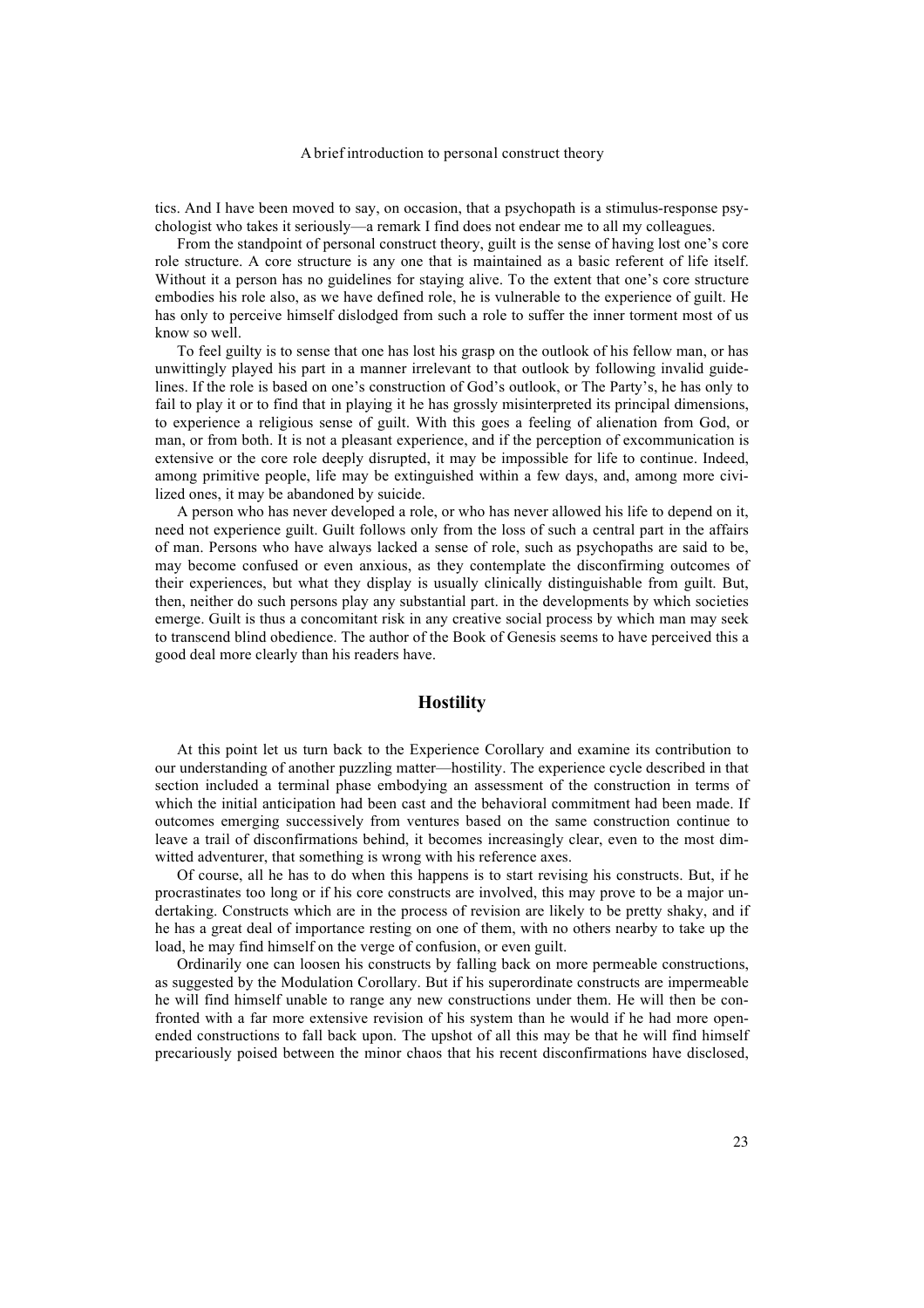tics. And I have been moved to say, on occasion, that a psychopath is a stimulus-response psychologist who takes it seriously—a remark I find does not endear me to all my colleagues.

From the standpoint of personal construct theory, guilt is the sense of having lost one's core role structure. A core structure is any one that is maintained as a basic referent of life itself. Without it a person has no guidelines for staying alive. To the extent that one's core structure embodies his role also, as we have defined role, he is vulnerable to the experience of guilt. He has only to perceive himself dislodged from such a role to suffer the inner torment most of us know so well.

To feel guilty is to sense that one has lost his grasp on the outlook of his fellow man, or has unwittingly played his part in a manner irrelevant to that outlook by following invalid guidelines. If the role is based on one's construction of God's outlook, or The Party's, he has only to fail to play it or to find that in playing it he has grossly misinterpreted its principal dimensions, to experience a religious sense of guilt. With this goes a feeling of alienation from God, or man, or from both. It is not a pleasant experience, and if the perception of excommunication is extensive or the core role deeply disrupted, it may be impossible for life to continue. Indeed, among primitive people, life may be extinguished within a few days, and, among more civilized ones, it may be abandoned by suicide.

A person who has never developed a role, or who has never allowed his life to depend on it, need not experience guilt. Guilt follows only from the loss of such a central part in the affairs of man. Persons who have always lacked a sense of role, such as psychopaths are said to be, may become confused or even anxious, as they contemplate the disconfirming outcomes of their experiences, but what they display is usually clinically distinguishable from guilt. But, then, neither do such persons play any substantial part. in the developments by which societies emerge. Guilt is thus a concomitant risk in any creative social process by which man may seek to transcend blind obedience. The author of the Book of Genesis seems to have perceived this a good deal more clearly than his readers have.

## Hostility

At this point let us turn back to the Experience Corollary and examine its contribution to our understanding of another puzzling matter—hostility. The experience cycle described in that section included a terminal phase embodying an assessment of the construction in terms of which the initial anticipation had been cast and the behavioral commitment had been made. If outcomes emerging successively from ventures based on the same construction continue to leave a trail of disconfirmations behind, it becomes increasingly clear, even to the most dim-witted adventurer, that something is wrong with his reference axes.

Of course, all he has to do when this happens is to start revising his constructs. But, if he procrastinates too long or if his core constructs are involved, this may prove to be a major undertaking. Constructs which are in the process of revision are likely to be pretty shaky, and if he has a great deal of importance resting on one of them, with no others nearby to take up the load, he may find himself on the verge of confusion, or even guilt.

Ordinarily one can loosen his constructs by falling back on more permeable constructions, as suggested by the Modulation Corollary. But if his superordinate constructs are impermeable he will find himself unable to range any new constructions under them. He will then be confronted with a far more extensive revision of his system than he would if he had more open-ended constructions to fall back upon. The upshot of all this may be that he will find himself precariously poised between the minor chaos that his recent disconfirmations have disclosed,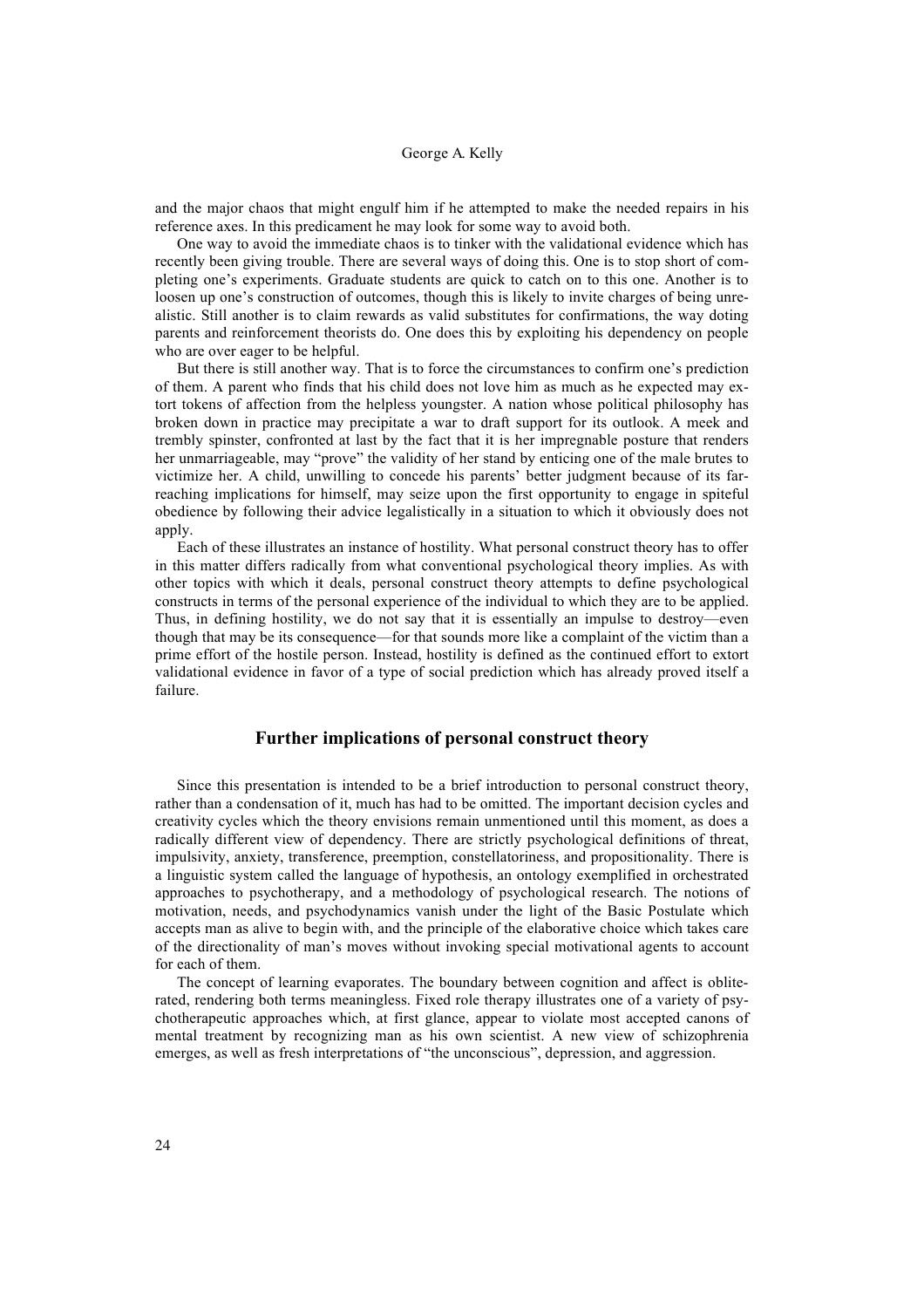and the major chaos that might engulf him if he attempted to make the needed repairs in his reference axes. In this predicament he may look for some way to avoid both.

One way to avoid the immediate chaos is to tinker with the validational evidence which has recently been giving trouble. There are several ways of doing this. One is to stop short of completing one's experiments. Graduate students are quick to catch on to this one. Another is to loosen up one's construction of outcomes, though this is likely to invite charges of being unrealistic. Still another is to claim rewards as valid substitutes for confirmations, the way doting parents and reinforcement theorists do. One does this by exploiting his dependency on people who are over eager to be helpful.

But there is still another way. That is to force the circumstances to confirm one's prediction of them. A parent who finds that his child does not love him as much as he expected may extort tokens of affection from the helpless youngster. A nation whose political philosophy has broken down in practice may precipitate a war to draft support for its outlook. A meek and trembly spinster, confronted at last by the fact that it is her impregnable posture that renders her unmarriageable, may "prove" the validity of her stand by enticing one of the male brutes to victimize her. A child, unwilling to concede his parents' better judgment because of its far-reaching implications for himself, may seize upon the first opportunity to engage in spiteful obedience by following their advice legalistically in a situation to which it obviously does not apply.

Each of these illustrates an instance of hostility. What personal construct theory has to offer in this matter differs radically from what conventional psychological theory implies. As with other topics with which it deals, personal construct theory attempts to define psychological constructs in terms of the personal experience of the individual to which they are to be applied. Thus, in defining hostility, we do not say that it is essentially an impulse to destroy—even though that may be its consequence—for that sounds more like a complaint of the victim than a prime effort of the hostile person. Instead, hostility is defined as the continued effort to extort validational evidence in favor of a type of social prediction which has already proved itself a failure.

## Further implications of personal construct theory

Since this presentation is intended to be a brief introduction to personal construct theory, rather than a condensation of it, much has had to be omitted. The important decision cycles and creativity cycles which the theory envisions remain unmentioned until this moment, as does a radically different view of dependency. There are strictly psychological definitions of threat, impulsivity, anxiety, transference, preemption, constellatoriness, and propositionality. There is a linguistic system called the language of hypothesis, an ontology exemplified in orchestrated approaches to psychotherapy, and a methodology of psychological research. The notions of motivation, needs, and psychodynamics vanish under the light of the Basic Postulate which accepts man as alive to begin with, and the principle of the elaborative choice which takes care of the directionality of man's moves without invoking special motivational agents to account for each of them.

The concept of learning evaporates. The boundary between cognition and affect is obliterated, rendering both terms meaningless. Fixed role therapy illustrates one of a variety of psychotherapeutic approaches which, at first glance, appear to violate most accepted canons of mental treatment by recognizing man as his own scientist. A new view of schizophrenia emerges, as well as fresh interpretations of "the unconscious", depression, and aggression.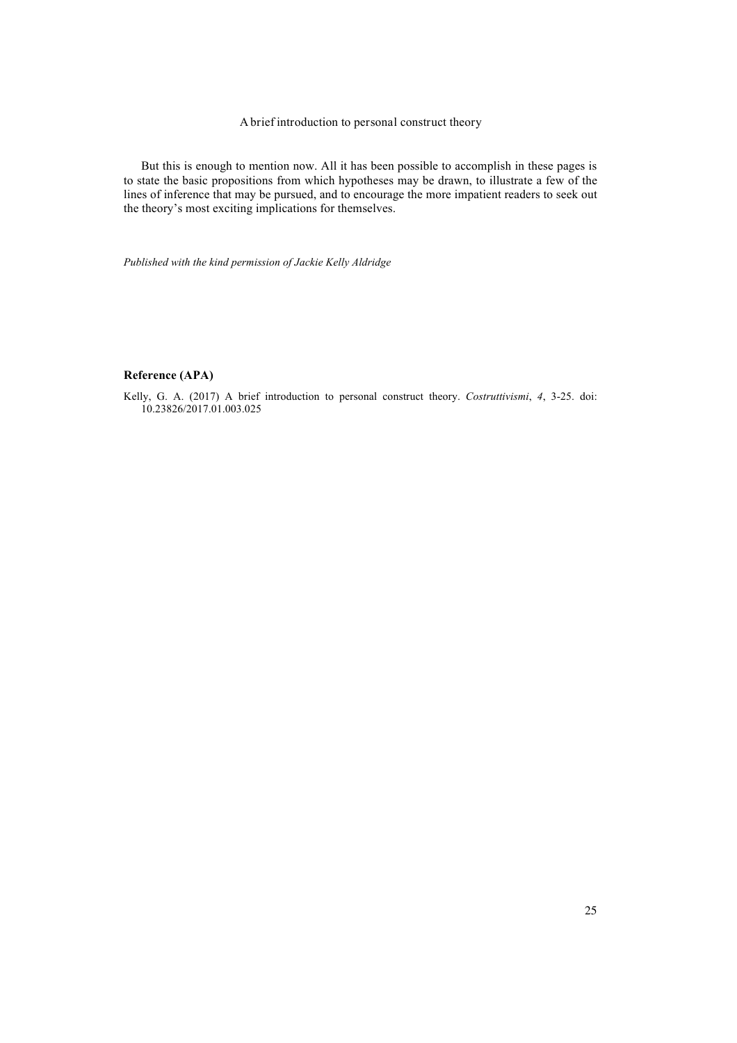But this is enough to mention now. All it has been possible to accomplish in these pages is to state the basic propositions from which hypotheses may be drawn, to illustrate a few of the lines of inference that may be pursued, and to encourage the more impatient readers to seek out the theory's most exciting implications for themselves.

*Published with the kind permission of Jackie Kelly Aldridge*

### Reference (APA)

Kelly, G. A. (2017) A brief introduction to personal construct theory. *Costruttivismi*, *4*, 3-25. doi: 10.23826/2017.01.003.025